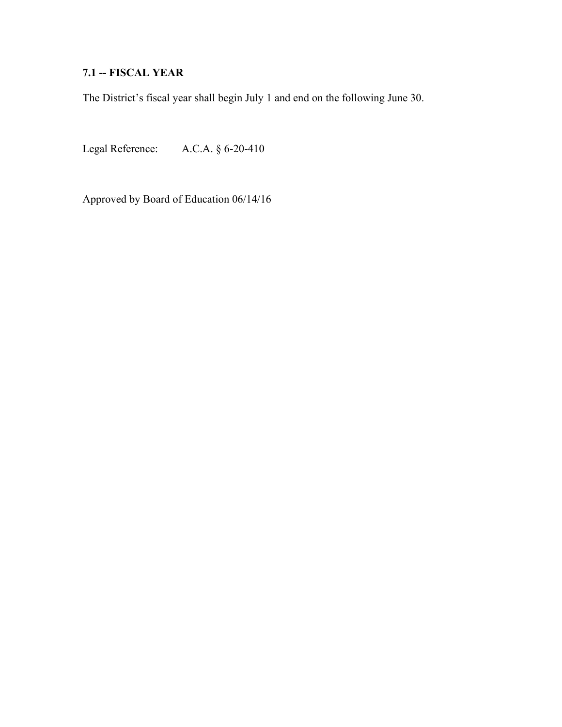## 7.1 -- FISCAL YEAR

The District's fiscal year shall begin July 1 and end on the following June 30.

Legal Reference: A.C.A. § 6-20-410

Approved by Board of Education 06/14/16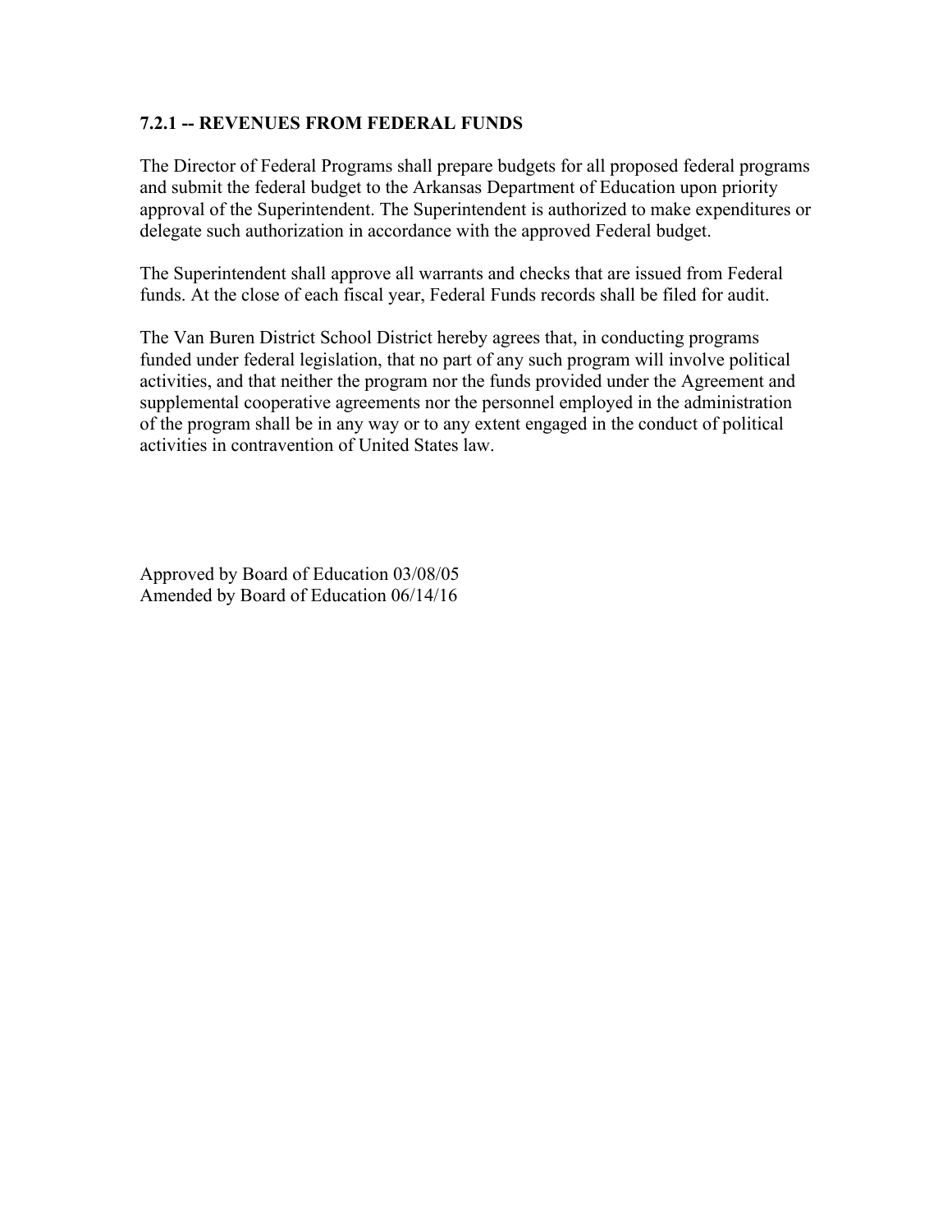### 7.2.1 -- REVENUES FROM FEDERAL FUNDS

The Director of Federal Programs shall prepare budgets for all proposed federal programs and submit the federal budget to the Arkansas Department of Education upon priority approval of the Superintendent. The Superintendent is authorized to make expenditures or delegate such authorization in accordance with the approved Federal budget.

The Superintendent shall approve all warrants and checks that are issued from Federal funds. At the close of each fiscal year, Federal Funds records shall be filed for audit.

The Van Buren District School District hereby agrees that, in conducting programs funded under federal legislation, that no part of any such program will involve political activities, and that neither the program nor the funds provided under the Agreement and supplemental cooperative agreements nor the personnel employed in the administration of the program shall be in any way or to any extent engaged in the conduct of political activities in contravention of United States law.

Approved by Board of Education 03/08/05
Amended by Board of Education 06/14/16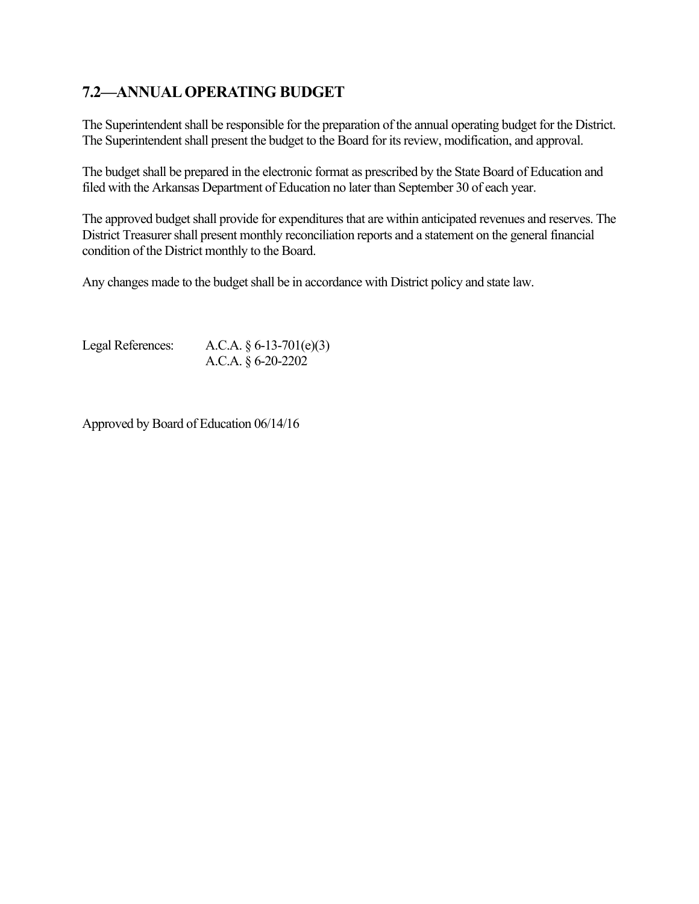## 7.2—ANNUAL OPERATING BUDGET

The Superintendent shall be responsible for the preparation of the annual operating budget for the District. The Superintendent shall present the budget to the Board for its review, modification, and approval.

The budget shall be prepared in the electronic format as prescribed by the State Board of Education and filed with the Arkansas Department of Education no later than September 30 of each year.

The approved budget shall provide for expenditures that are within anticipated revenues and reserves. The District Treasurer shall present monthly reconciliation reports and a statement on the general financial condition of the District monthly to the Board.

Any changes made to the budget shall be in accordance with District policy and state law.

Legal References: A.C.A. § 6-13-701(e)(3)
A.C.A. § 6-20-2202

Approved by Board of Education 06/14/16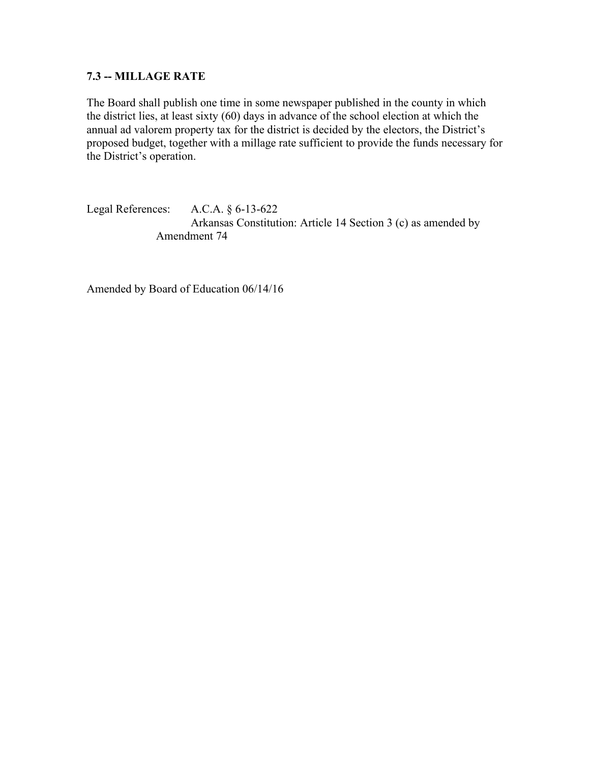### 7.3 -- MILLAGE RATE

The Board shall publish one time in some newspaper published in the county in which the district lies, at least sixty (60) days in advance of the school election at which the annual ad valorem property tax for the district is decided by the electors, the District's proposed budget, together with a millage rate sufficient to provide the funds necessary for the District's operation.

Legal References: A.C.A. § 6-13-622
Arkansas Constitution: Article 14 Section 3 (c) as amended by Amendment 74

Amended by Board of Education 06/14/16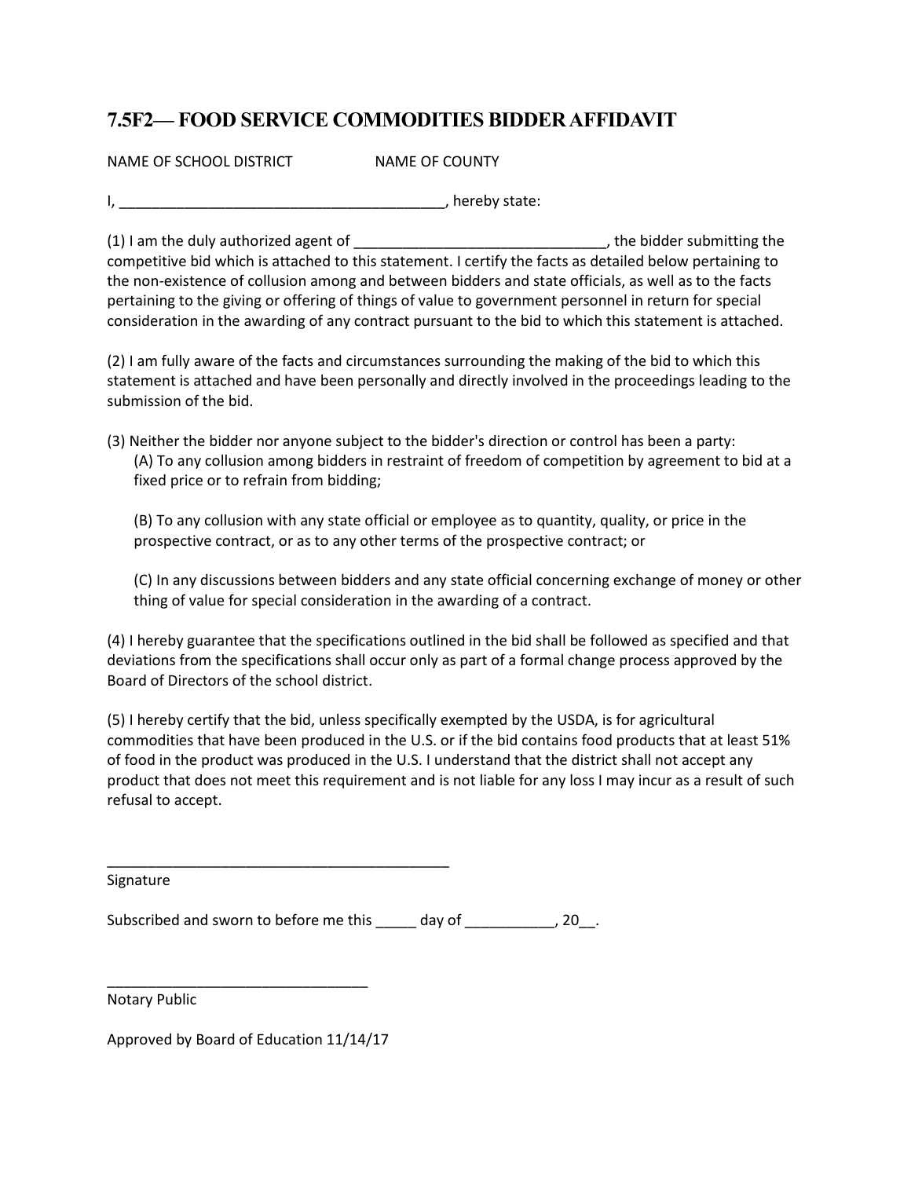## 7.5F2— FOOD SERVICE COMMODITIES BIDDER AFFIDAVIT

NAME OF SCHOOL DISTRICT NAME OF COUNTY

I, ________________________________________, hereby state:

(1) I am the duly authorized agent of ______________________________, the bidder submitting the competitive bid which is attached to this statement. I certify the facts as detailed below pertaining to the non-existence of collusion among and between bidders and state officials, as well as to the facts pertaining to the giving or offering of things of value to government personnel in return for special consideration in the awarding of any contract pursuant to the bid to which this statement is attached.

(2) I am fully aware of the facts and circumstances surrounding the making of the bid to which this statement is attached and have been personally and directly involved in the proceedings leading to the submission of the bid.

(3) Neither the bidder nor anyone subject to the bidder's direction or control has been a party:

(A) To any collusion among bidders in restraint of freedom of competition by agreement to bid at a fixed price or to refrain from bidding;

(B) To any collusion with any state official or employee as to quantity, quality, or price in the prospective contract, or as to any other terms of the prospective contract; or

(C) In any discussions between bidders and any state official concerning exchange of money or other thing of value for special consideration in the awarding of a contract.

(4) I hereby guarantee that the specifications outlined in the bid shall be followed as specified and that deviations from the specifications shall occur only as part of a formal change process approved by the Board of Directors of the school district.

(5) I hereby certify that the bid, unless specifically exempted by the USDA, is for agricultural commodities that have been produced in the U.S. or if the bid contains food products that at least 51% of food in the product was produced in the U.S. I understand that the district shall not accept any product that does not meet this requirement and is not liable for any loss I may incur as a result of such refusal to accept.

___________________________________________

Signature

Subscribed and sworn to before me this _____ day of ___________, 20__.

________________________________

Notary Public

Approved by Board of Education 11/14/17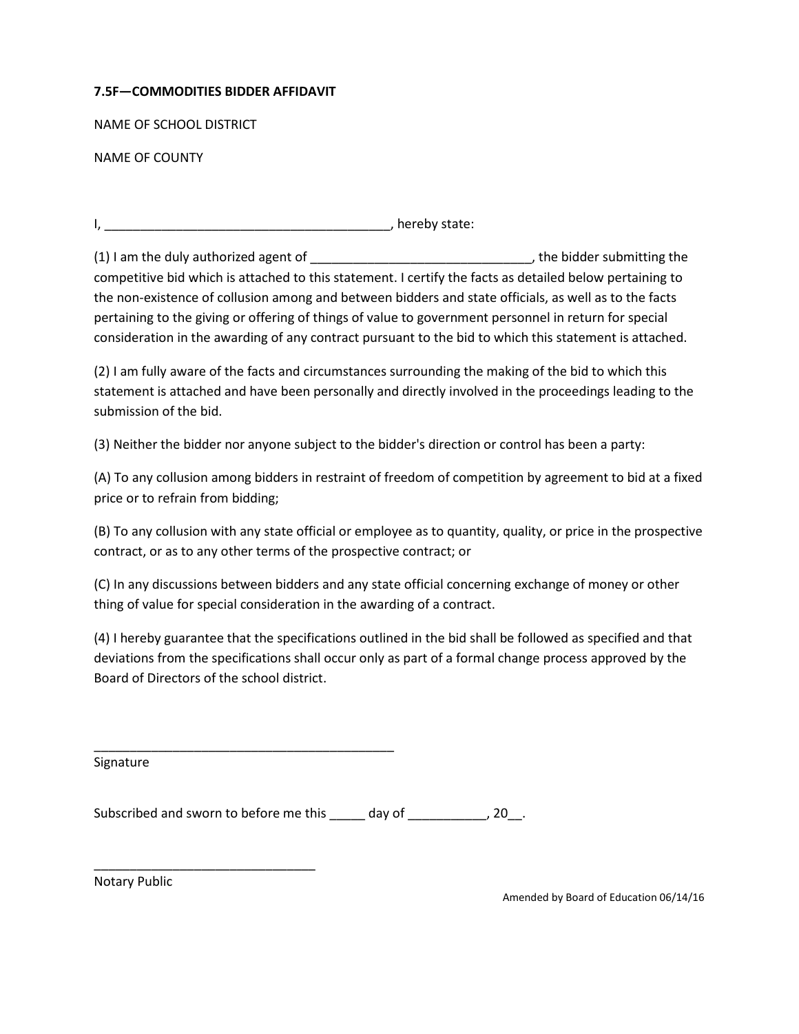**7.5F—COMMODITIES BIDDER AFFIDAVIT**

NAME OF SCHOOL DISTRICT

NAME OF COUNTY

I, ________________________________________, hereby state:

(1) I am the duly authorized agent of _______________________________, the bidder submitting the competitive bid which is attached to this statement. I certify the facts as detailed below pertaining to the non-existence of collusion among and between bidders and state officials, as well as to the facts pertaining to the giving or offering of things of value to government personnel in return for special consideration in the awarding of any contract pursuant to the bid to which this statement is attached.

(2) I am fully aware of the facts and circumstances surrounding the making of the bid to which this statement is attached and have been personally and directly involved in the proceedings leading to the submission of the bid.

(3) Neither the bidder nor anyone subject to the bidder's direction or control has been a party:

(A) To any collusion among bidders in restraint of freedom of competition by agreement to bid at a fixed price or to refrain from bidding;

(B) To any collusion with any state official or employee as to quantity, quality, or price in the prospective contract, or as to any other terms of the prospective contract; or

(C) In any discussions between bidders and any state official concerning exchange of money or other thing of value for special consideration in the awarding of a contract.

(4) I hereby guarantee that the specifications outlined in the bid shall be followed as specified and that deviations from the specifications shall occur only as part of a formal change process approved by the Board of Directors of the school district.

___________________________________________
Signature

Subscribed and sworn to before me this _____ day of ___________, 20__.

_______________________________
Notary Public

Amended by Board of Education 06/14/16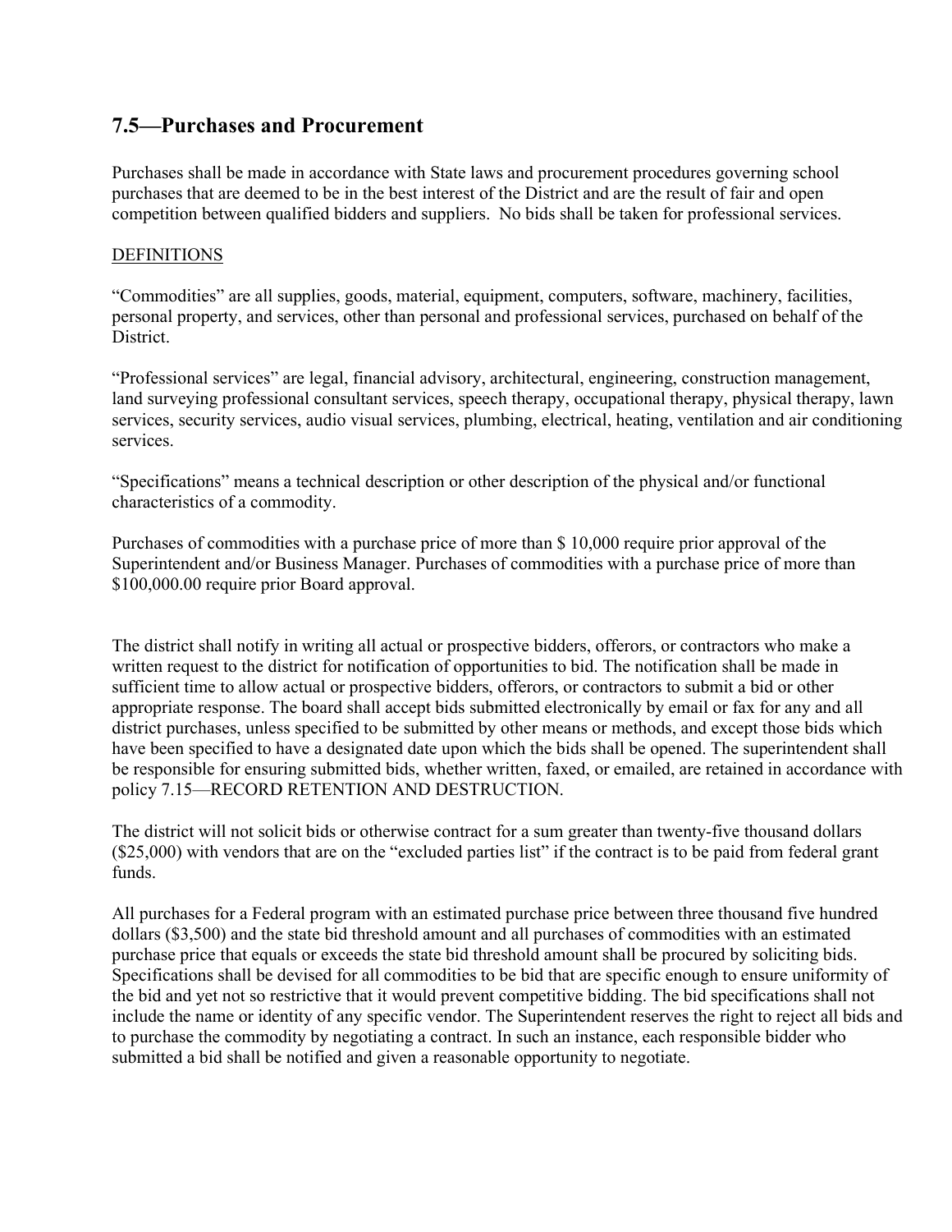## 7.5—Purchases and Procurement

Purchases shall be made in accordance with State laws and procurement procedures governing school purchases that are deemed to be in the best interest of the District and are the result of fair and open competition between qualified bidders and suppliers. No bids shall be taken for professional services.

DEFINITIONS

"Commodities" are all supplies, goods, material, equipment, computers, software, machinery, facilities, personal property, and services, other than personal and professional services, purchased on behalf of the District.

"Professional services" are legal, financial advisory, architectural, engineering, construction management, land surveying professional consultant services, speech therapy, occupational therapy, physical therapy, lawn services, security services, audio visual services, plumbing, electrical, heating, ventilation and air conditioning services.

"Specifications" means a technical description or other description of the physical and/or functional characteristics of a commodity.

Purchases of commodities with a purchase price of more than $ 10,000 require prior approval of the Superintendent and/or Business Manager. Purchases of commodities with a purchase price of more than $100,000.00 require prior Board approval.

The district shall notify in writing all actual or prospective bidders, offerors, or contractors who make a written request to the district for notification of opportunities to bid. The notification shall be made in sufficient time to allow actual or prospective bidders, offerors, or contractors to submit a bid or other appropriate response. The board shall accept bids submitted electronically by email or fax for any and all district purchases, unless specified to be submitted by other means or methods, and except those bids which have been specified to have a designated date upon which the bids shall be opened. The superintendent shall be responsible for ensuring submitted bids, whether written, faxed, or emailed, are retained in accordance with policy 7.15—RECORD RETENTION AND DESTRUCTION.

The district will not solicit bids or otherwise contract for a sum greater than twenty-five thousand dollars ($25,000) with vendors that are on the "excluded parties list" if the contract is to be paid from federal grant funds.

All purchases for a Federal program with an estimated purchase price between three thousand five hundred dollars ($3,500) and the state bid threshold amount and all purchases of commodities with an estimated purchase price that equals or exceeds the state bid threshold amount shall be procured by soliciting bids. Specifications shall be devised for all commodities to be bid that are specific enough to ensure uniformity of the bid and yet not so restrictive that it would prevent competitive bidding. The bid specifications shall not include the name or identity of any specific vendor. The Superintendent reserves the right to reject all bids and to purchase the commodity by negotiating a contract. In such an instance, each responsible bidder who submitted a bid shall be notified and given a reasonable opportunity to negotiate.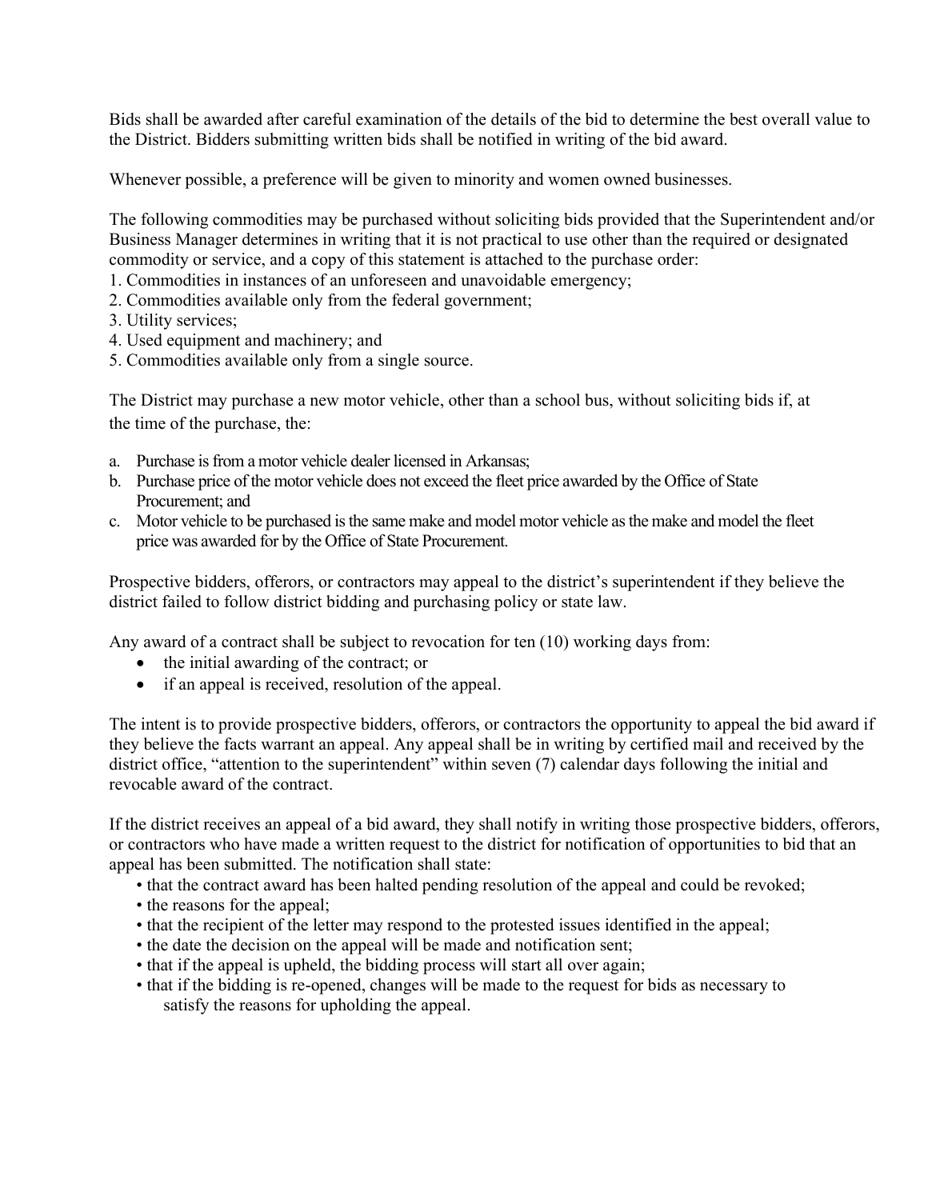Bids shall be awarded after careful examination of the details of the bid to determine the best overall value to the District. Bidders submitting written bids shall be notified in writing of the bid award.

Whenever possible, a preference will be given to minority and women owned businesses.

The following commodities may be purchased without soliciting bids provided that the Superintendent and/or Business Manager determines in writing that it is not practical to use other than the required or designated commodity or service, and a copy of this statement is attached to the purchase order:

1. Commodities in instances of an unforeseen and unavoidable emergency;
2. Commodities available only from the federal government;
3. Utility services;
4. Used equipment and machinery; and
5. Commodities available only from a single source.

The District may purchase a new motor vehicle, other than a school bus, without soliciting bids if, at the time of the purchase, the:

a. Purchase is from a motor vehicle dealer licensed in Arkansas;
b. Purchase price of the motor vehicle does not exceed the fleet price awarded by the Office of State Procurement; and
c. Motor vehicle to be purchased is the same make and model motor vehicle as the make and model the fleet price was awarded for by the Office of State Procurement.

Prospective bidders, offerors, or contractors may appeal to the district's superintendent if they believe the district failed to follow district bidding and purchasing policy or state law.

Any award of a contract shall be subject to revocation for ten (10) working days from:

- the initial awarding of the contract; or
- if an appeal is received, resolution of the appeal.

The intent is to provide prospective bidders, offerors, or contractors the opportunity to appeal the bid award if they believe the facts warrant an appeal. Any appeal shall be in writing by certified mail and received by the district office, "attention to the superintendent" within seven (7) calendar days following the initial and revocable award of the contract.

If the district receives an appeal of a bid award, they shall notify in writing those prospective bidders, offerors, or contractors who have made a written request to the district for notification of opportunities to bid that an appeal has been submitted. The notification shall state:

- that the contract award has been halted pending resolution of the appeal and could be revoked;
- the reasons for the appeal;
- that the recipient of the letter may respond to the protested issues identified in the appeal;
- the date the decision on the appeal will be made and notification sent;
- that if the appeal is upheld, the bidding process will start all over again;
- that if the bidding is re-opened, changes will be made to the request for bids as necessary to satisfy the reasons for upholding the appeal.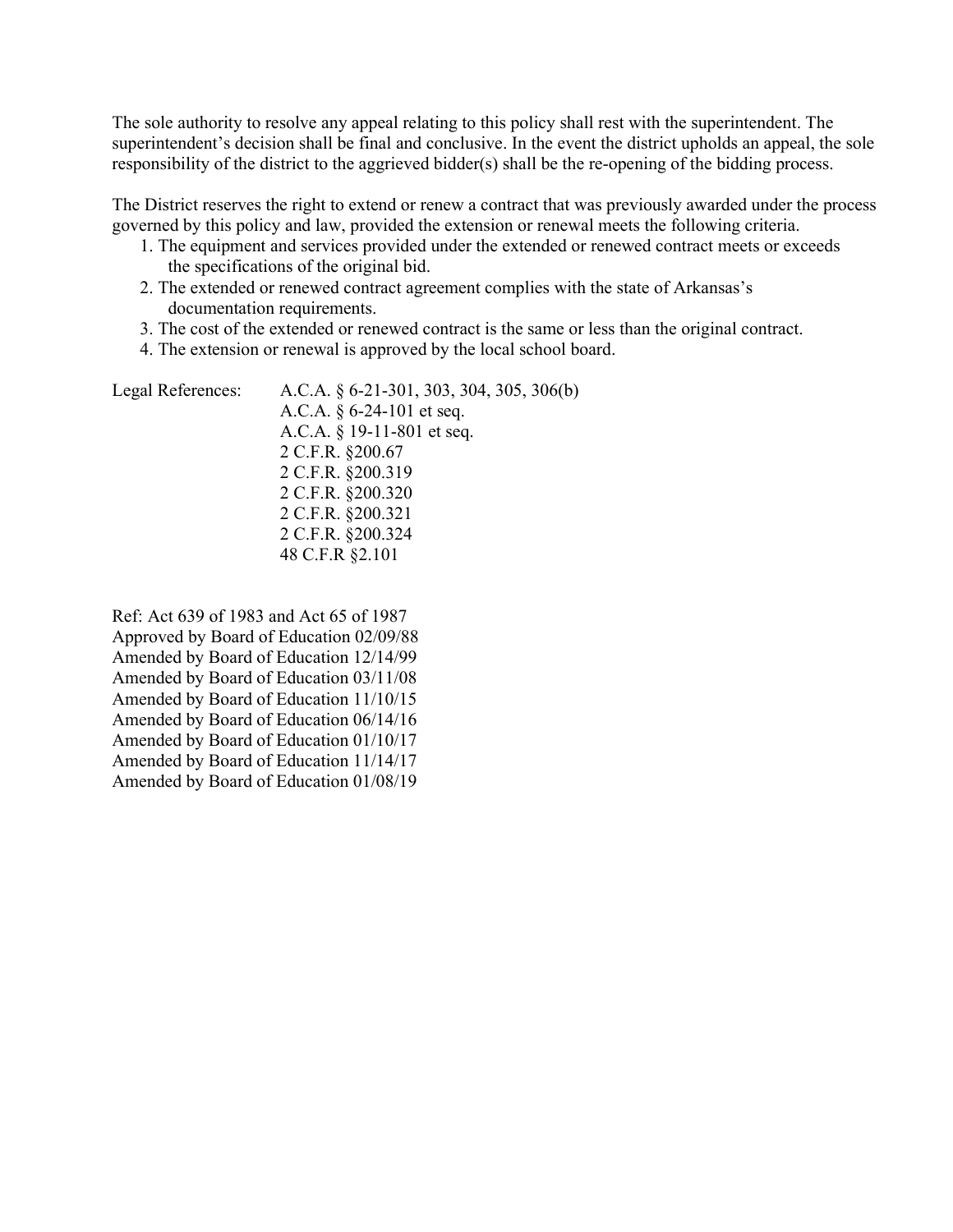The sole authority to resolve any appeal relating to this policy shall rest with the superintendent. The superintendent's decision shall be final and conclusive. In the event the district upholds an appeal, the sole responsibility of the district to the aggrieved bidder(s) shall be the re-opening of the bidding process.

The District reserves the right to extend or renew a contract that was previously awarded under the process governed by this policy and law, provided the extension or renewal meets the following criteria.

1. The equipment and services provided under the extended or renewed contract meets or exceeds the specifications of the original bid.
2. The extended or renewed contract agreement complies with the state of Arkansas's documentation requirements.
3. The cost of the extended or renewed contract is the same or less than the original contract.
4. The extension or renewal is approved by the local school board.

Legal References:
A.C.A. § 6-21-301, 303, 304, 305, 306(b)
A.C.A. § 6-24-101 et seq.
A.C.A. § 19-11-801 et seq.
2 C.F.R. §200.67
2 C.F.R. §200.319
2 C.F.R. §200.320
2 C.F.R. §200.321
2 C.F.R. §200.324
48 C.F.R §2.101

Ref: Act 639 of 1983 and Act 65 of 1987
Approved by Board of Education 02/09/88
Amended by Board of Education 12/14/99
Amended by Board of Education 03/11/08
Amended by Board of Education 11/10/15
Amended by Board of Education 06/14/16
Amended by Board of Education 01/10/17
Amended by Board of Education 11/14/17
Amended by Board of Education 01/08/19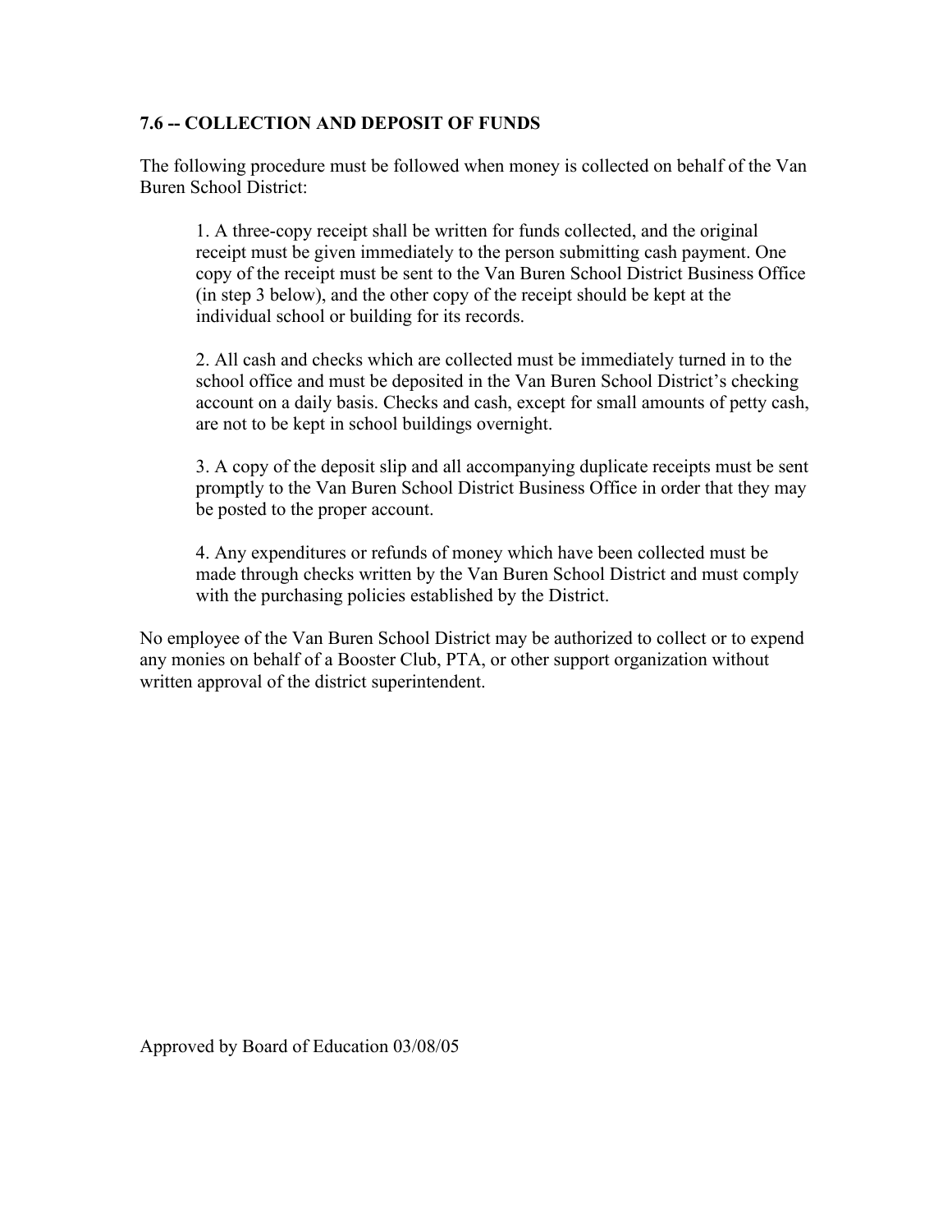## 7.6 -- COLLECTION AND DEPOSIT OF FUNDS

The following procedure must be followed when money is collected on behalf of the Van Buren School District:

1. A three-copy receipt shall be written for funds collected, and the original receipt must be given immediately to the person submitting cash payment. One copy of the receipt must be sent to the Van Buren School District Business Office (in step 3 below), and the other copy of the receipt should be kept at the individual school or building for its records.

2. All cash and checks which are collected must be immediately turned in to the school office and must be deposited in the Van Buren School District's checking account on a daily basis. Checks and cash, except for small amounts of petty cash, are not to be kept in school buildings overnight.

3. A copy of the deposit slip and all accompanying duplicate receipts must be sent promptly to the Van Buren School District Business Office in order that they may be posted to the proper account.

4. Any expenditures or refunds of money which have been collected must be made through checks written by the Van Buren School District and must comply with the purchasing policies established by the District.

No employee of the Van Buren School District may be authorized to collect or to expend any monies on behalf of a Booster Club, PTA, or other support organization without written approval of the district superintendent.

Approved by Board of Education 03/08/05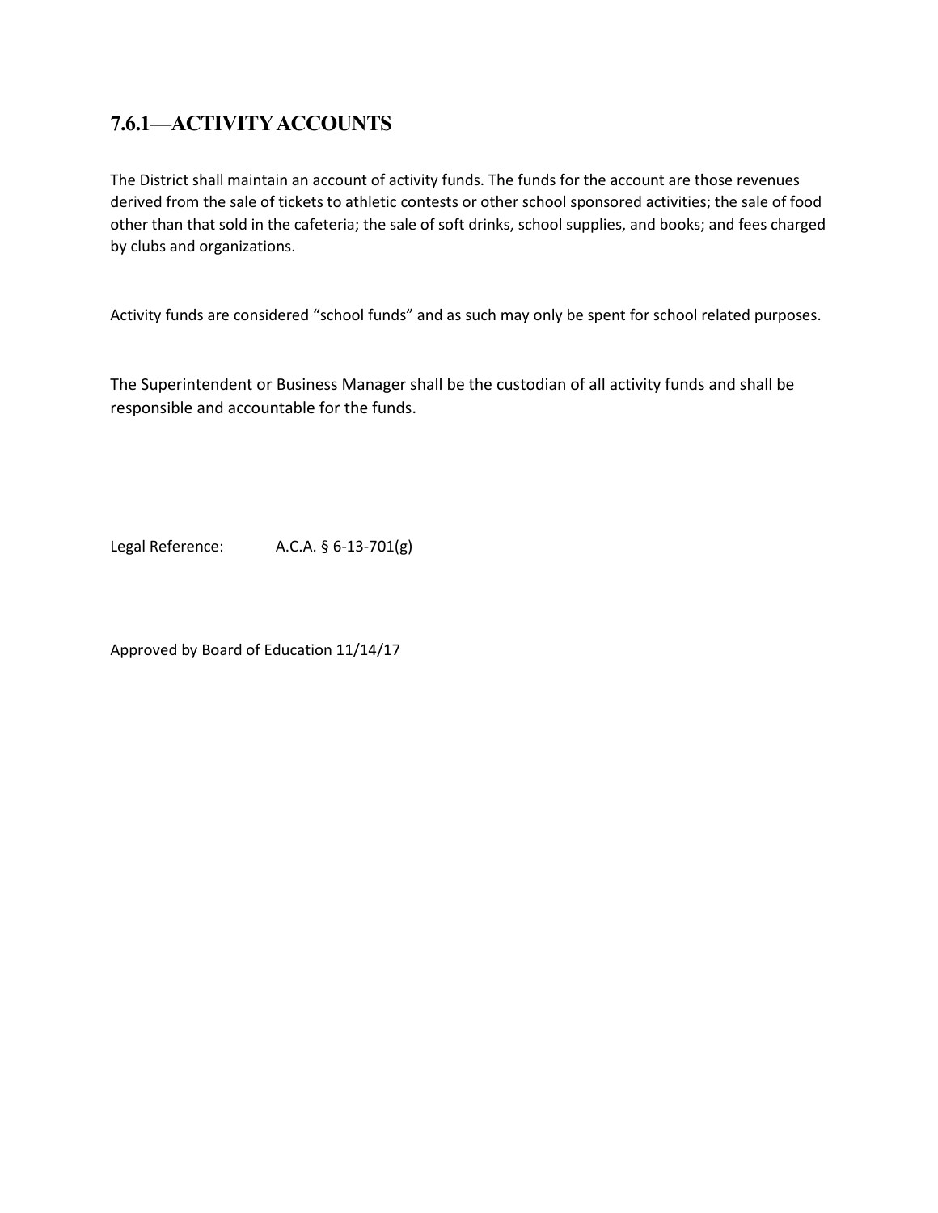## 7.6.1—ACTIVITY ACCOUNTS

The District shall maintain an account of activity funds. The funds for the account are those revenues derived from the sale of tickets to athletic contests or other school sponsored activities; the sale of food other than that sold in the cafeteria; the sale of soft drinks, school supplies, and books; and fees charged by clubs and organizations.

Activity funds are considered "school funds" and as such may only be spent for school related purposes.

The Superintendent or Business Manager shall be the custodian of all activity funds and shall be responsible and accountable for the funds.

Legal Reference: A.C.A. § 6-13-701(g)

Approved by Board of Education 11/14/17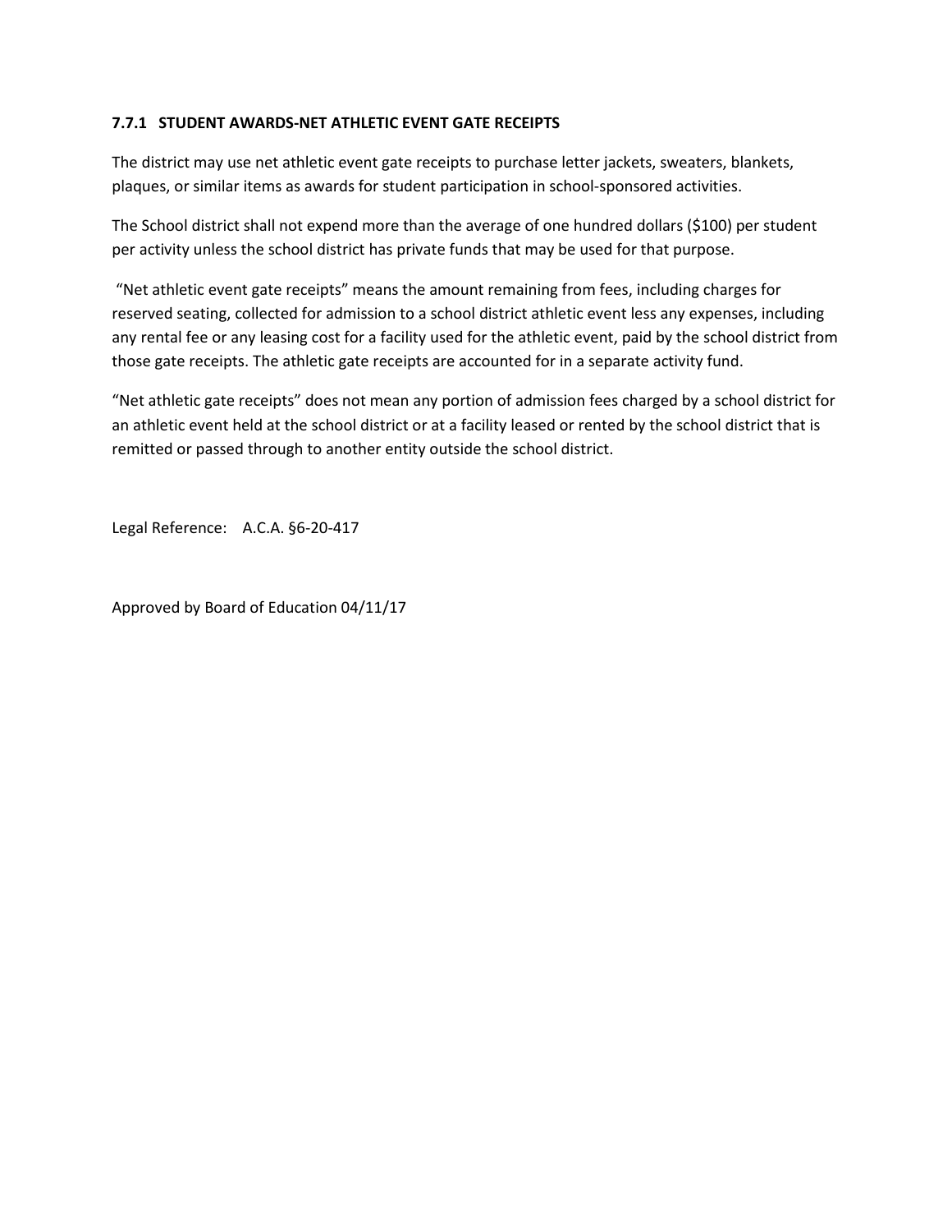### 7.7.1 STUDENT AWARDS-NET ATHLETIC EVENT GATE RECEIPTS

The district may use net athletic event gate receipts to purchase letter jackets, sweaters, blankets, plaques, or similar items as awards for student participation in school-sponsored activities.

The School district shall not expend more than the average of one hundred dollars ($100) per student per activity unless the school district has private funds that may be used for that purpose.

"Net athletic event gate receipts" means the amount remaining from fees, including charges for reserved seating, collected for admission to a school district athletic event less any expenses, including any rental fee or any leasing cost for a facility used for the athletic event, paid by the school district from those gate receipts. The athletic gate receipts are accounted for in a separate activity fund.

"Net athletic gate receipts" does not mean any portion of admission fees charged by a school district for an athletic event held at the school district or at a facility leased or rented by the school district that is remitted or passed through to another entity outside the school district.

Legal Reference: A.C.A. §6-20-417

Approved by Board of Education 04/11/17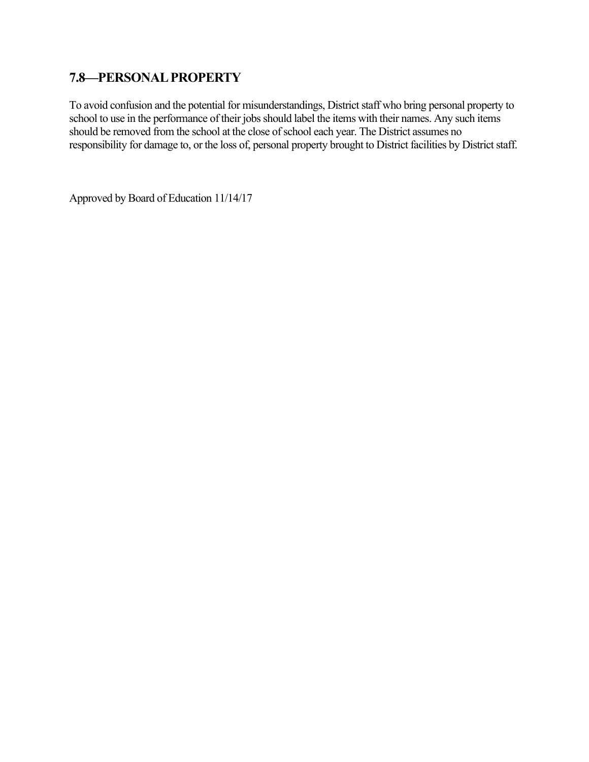## 7.8—PERSONAL PROPERTY

To avoid confusion and the potential for misunderstandings, District staff who bring personal property to school to use in the performance of their jobs should label the items with their names. Any such items should be removed from the school at the close of school each year. The District assumes no responsibility for damage to, or the loss of, personal property brought to District facilities by District staff.

Approved by Board of Education 11/14/17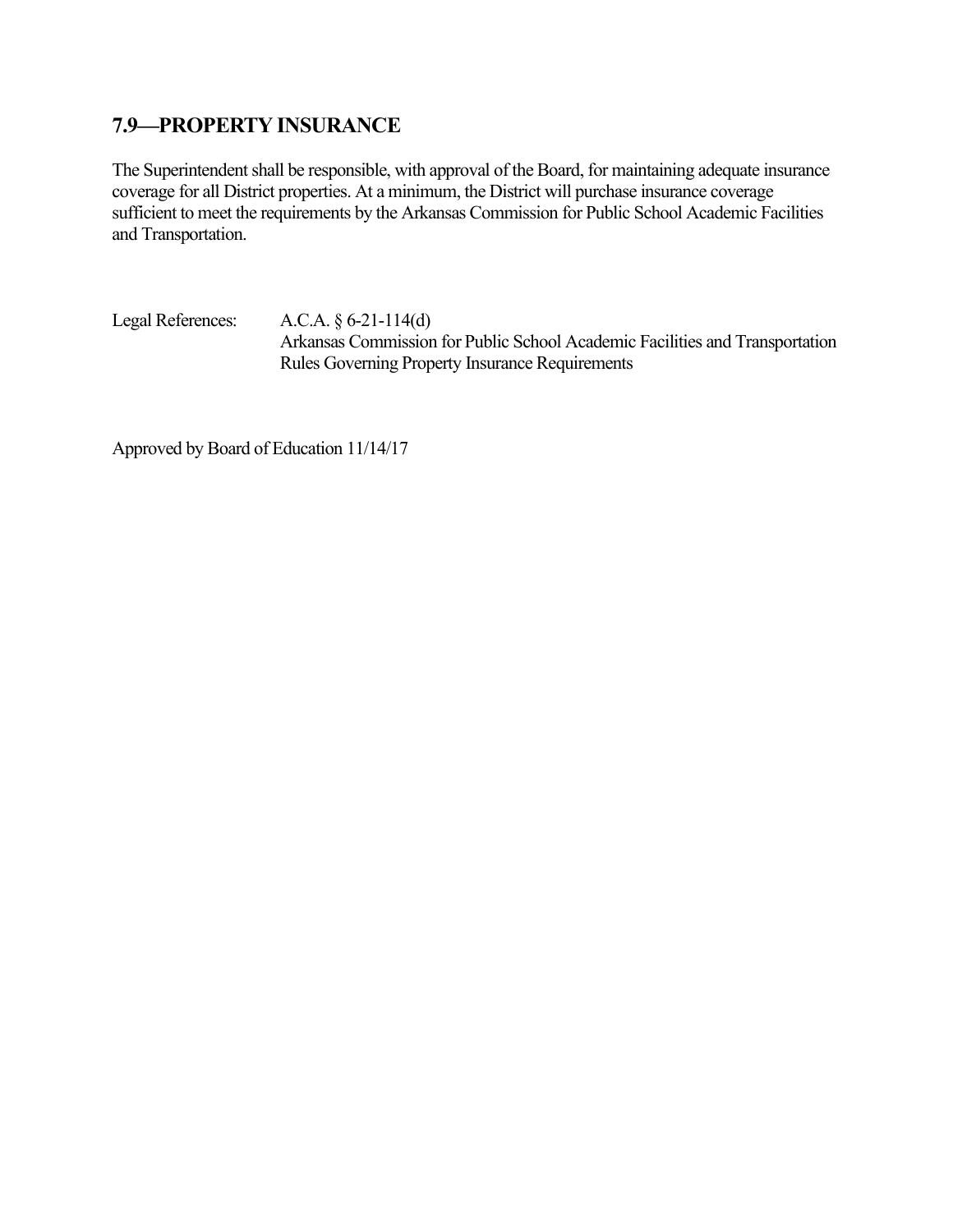## 7.9—PROPERTY INSURANCE

The Superintendent shall be responsible, with approval of the Board, for maintaining adequate insurance coverage for all District properties. At a minimum, the District will purchase insurance coverage sufficient to meet the requirements by the Arkansas Commission for Public School Academic Facilities and Transportation.

Legal References: A.C.A. § 6-21-114(d)
Arkansas Commission for Public School Academic Facilities and Transportation Rules Governing Property Insurance Requirements

Approved by Board of Education 11/14/17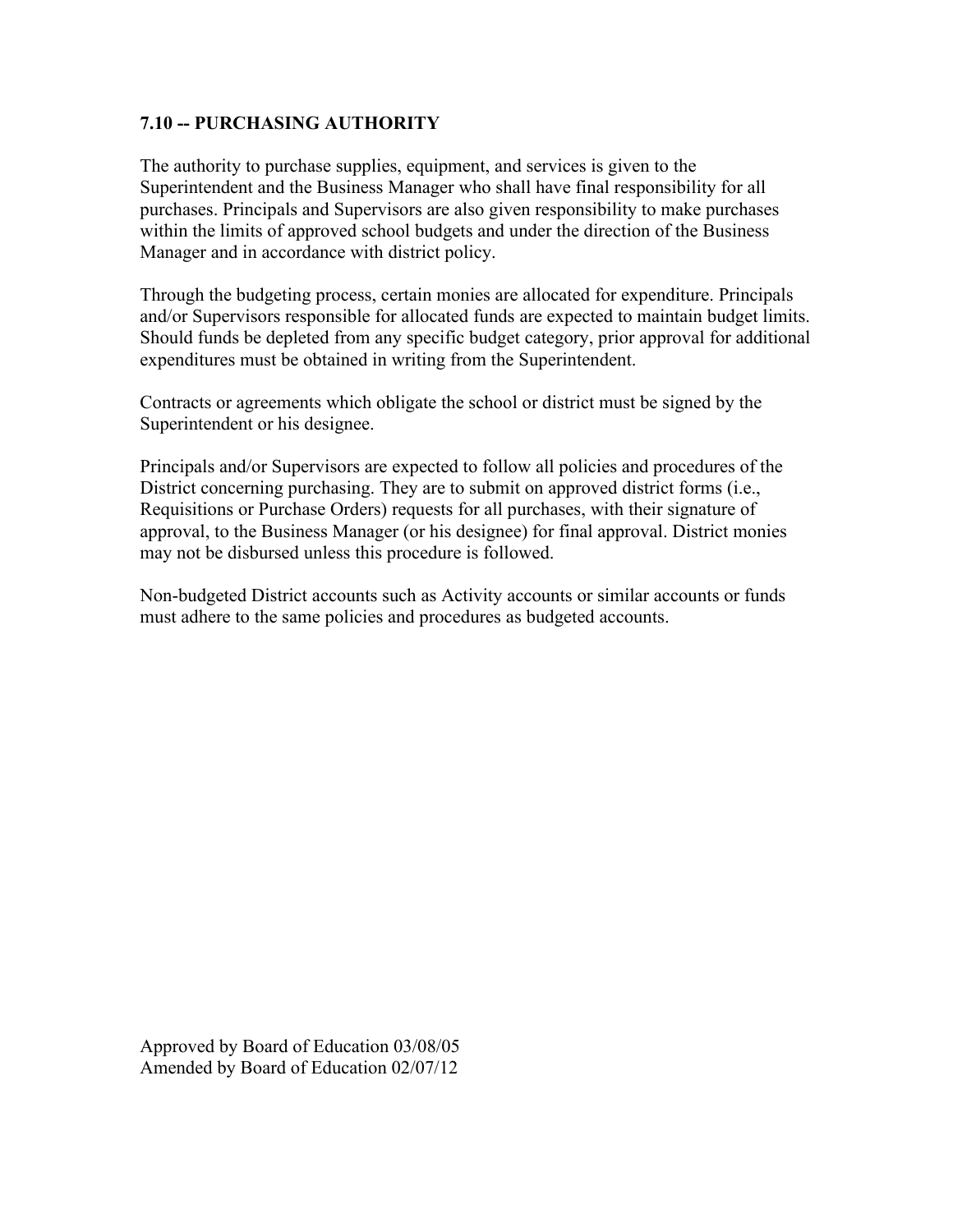## 7.10 -- PURCHASING AUTHORITY

The authority to purchase supplies, equipment, and services is given to the Superintendent and the Business Manager who shall have final responsibility for all purchases. Principals and Supervisors are also given responsibility to make purchases within the limits of approved school budgets and under the direction of the Business Manager and in accordance with district policy.

Through the budgeting process, certain monies are allocated for expenditure. Principals and/or Supervisors responsible for allocated funds are expected to maintain budget limits. Should funds be depleted from any specific budget category, prior approval for additional expenditures must be obtained in writing from the Superintendent.

Contracts or agreements which obligate the school or district must be signed by the Superintendent or his designee.

Principals and/or Supervisors are expected to follow all policies and procedures of the District concerning purchasing. They are to submit on approved district forms (i.e., Requisitions or Purchase Orders) requests for all purchases, with their signature of approval, to the Business Manager (or his designee) for final approval. District monies may not be disbursed unless this procedure is followed.

Non-budgeted District accounts such as Activity accounts or similar accounts or funds must adhere to the same policies and procedures as budgeted accounts.

Approved by Board of Education 03/08/05
Amended by Board of Education 02/07/12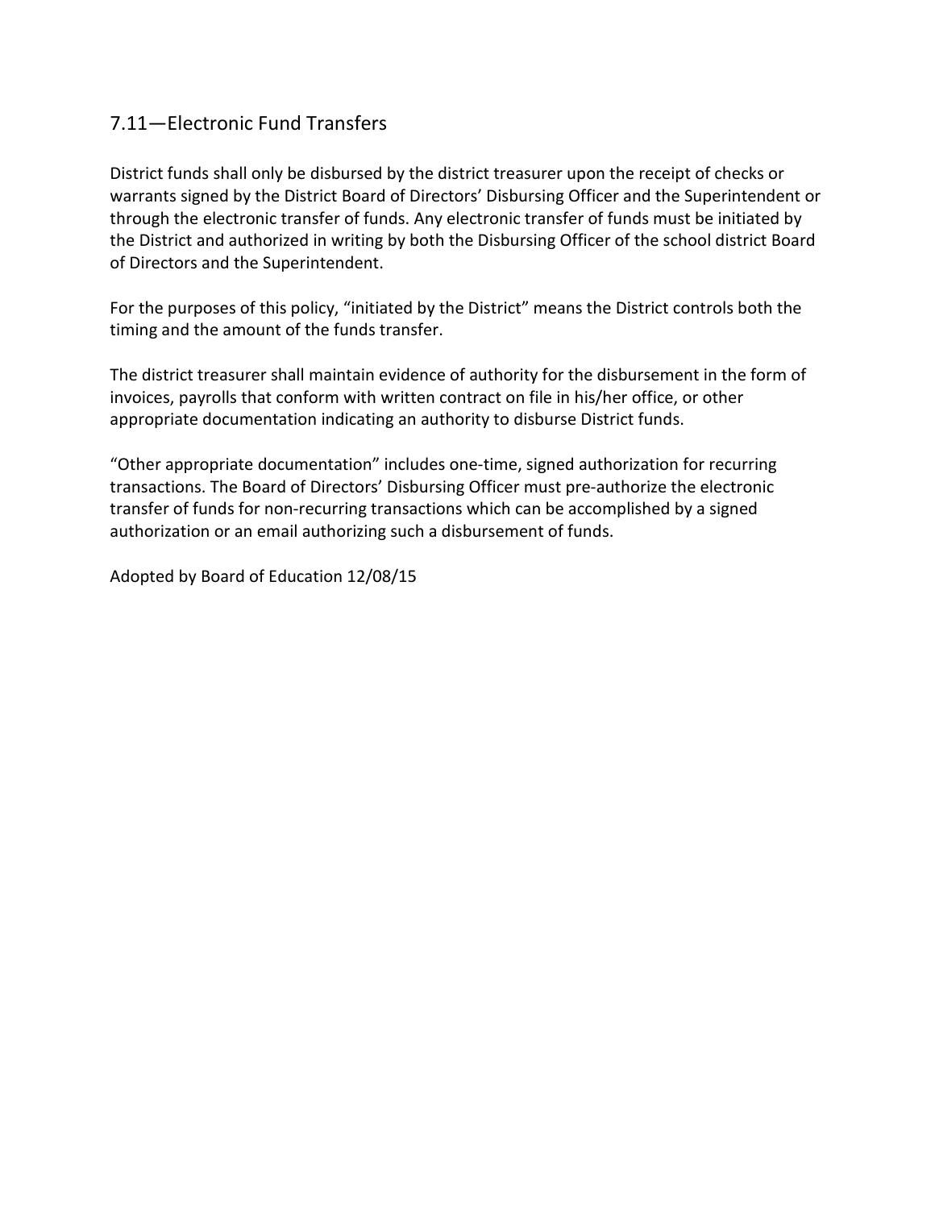## 7.11—Electronic Fund Transfers

District funds shall only be disbursed by the district treasurer upon the receipt of checks or warrants signed by the District Board of Directors' Disbursing Officer and the Superintendent or through the electronic transfer of funds. Any electronic transfer of funds must be initiated by the District and authorized in writing by both the Disbursing Officer of the school district Board of Directors and the Superintendent.

For the purposes of this policy, "initiated by the District" means the District controls both the timing and the amount of the funds transfer.

The district treasurer shall maintain evidence of authority for the disbursement in the form of invoices, payrolls that conform with written contract on file in his/her office, or other appropriate documentation indicating an authority to disburse District funds.

"Other appropriate documentation" includes one-time, signed authorization for recurring transactions. The Board of Directors' Disbursing Officer must pre-authorize the electronic transfer of funds for non-recurring transactions which can be accomplished by a signed authorization or an email authorizing such a disbursement of funds.

Adopted by Board of Education 12/08/15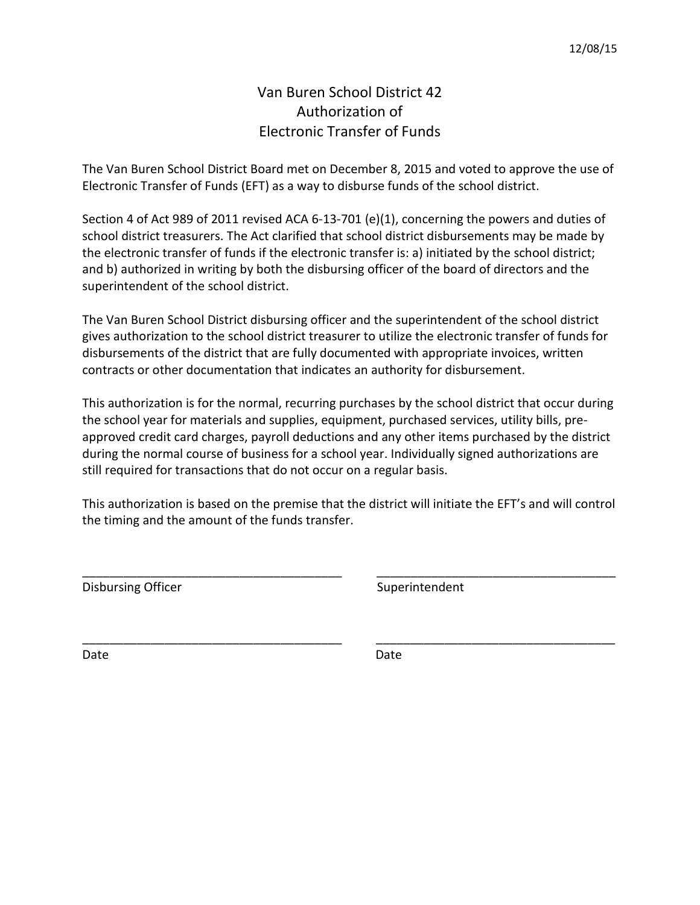12/08/15

# Van Buren School District 42
# Authorization of
# Electronic Transfer of Funds

The Van Buren School District Board met on December 8, 2015 and voted to approve the use of Electronic Transfer of Funds (EFT) as a way to disburse funds of the school district.

Section 4 of Act 989 of 2011 revised ACA 6-13-701 (e)(1), concerning the powers and duties of school district treasurers. The Act clarified that school district disbursements may be made by the electronic transfer of funds if the electronic transfer is: a) initiated by the school district; and b) authorized in writing by both the disbursing officer of the board of directors and the superintendent of the school district.

The Van Buren School District disbursing officer and the superintendent of the school district gives authorization to the school district treasurer to utilize the electronic transfer of funds for disbursements of the district that are fully documented with appropriate invoices, written contracts or other documentation that indicates an authority for disbursement.

This authorization is for the normal, recurring purchases by the school district that occur during the school year for materials and supplies, equipment, purchased services, utility bills, pre-approved credit card charges, payroll deductions and any other items purchased by the district during the normal course of business for a school year. Individually signed authorizations are still required for transactions that do not occur on a regular basis.

This authorization is based on the premise that the district will initiate the EFT's and will control the timing and the amount of the funds transfer.

_______________________________________ _______________________________________

Disbursing Officer Superintendent

_______________________________________ _______________________________________

Date Date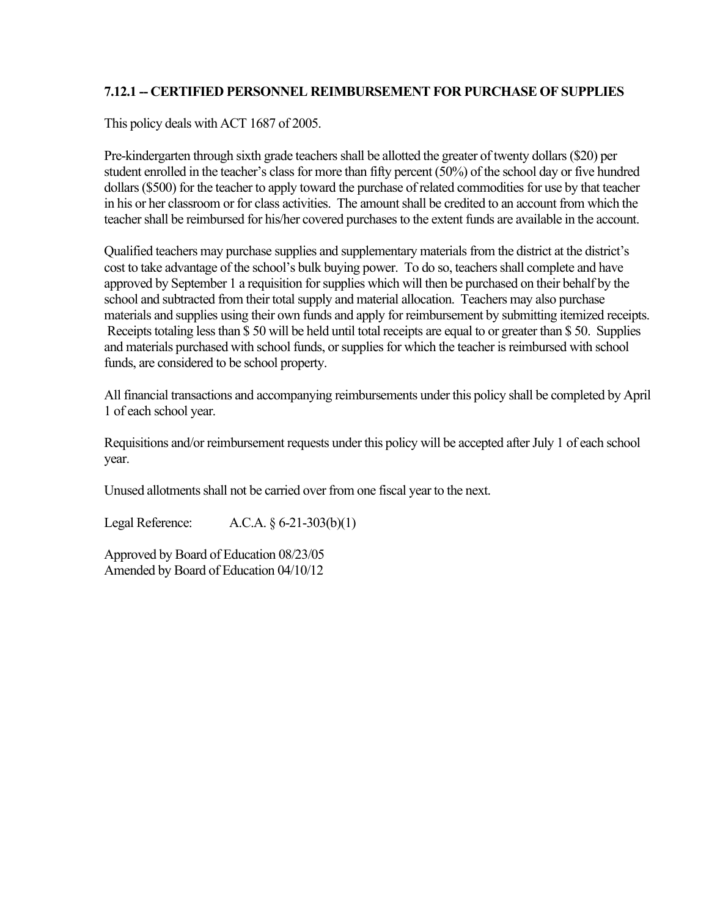## 7.12.1 -- CERTIFIED PERSONNEL REIMBURSEMENT FOR PURCHASE OF SUPPLIES

This policy deals with ACT 1687 of 2005.

Pre-kindergarten through sixth grade teachers shall be allotted the greater of twenty dollars ($20) per student enrolled in the teacher's class for more than fifty percent (50%) of the school day or five hundred dollars ($500) for the teacher to apply toward the purchase of related commodities for use by that teacher in his or her classroom or for class activities. The amount shall be credited to an account from which the teacher shall be reimbursed for his/her covered purchases to the extent funds are available in the account.

Qualified teachers may purchase supplies and supplementary materials from the district at the district's cost to take advantage of the school's bulk buying power. To do so, teachers shall complete and have approved by September 1 a requisition for supplies which will then be purchased on their behalf by the school and subtracted from their total supply and material allocation. Teachers may also purchase materials and supplies using their own funds and apply for reimbursement by submitting itemized receipts. Receipts totaling less than $ 50 will be held until total receipts are equal to or greater than $ 50. Supplies and materials purchased with school funds, or supplies for which the teacher is reimbursed with school funds, are considered to be school property.

All financial transactions and accompanying reimbursements under this policy shall be completed by April 1 of each school year.

Requisitions and/or reimbursement requests under this policy will be accepted after July 1 of each school year.

Unused allotments shall not be carried over from one fiscal year to the next.

Legal Reference: A.C.A. § 6-21-303(b)(1)

Approved by Board of Education 08/23/05
Amended by Board of Education 04/10/12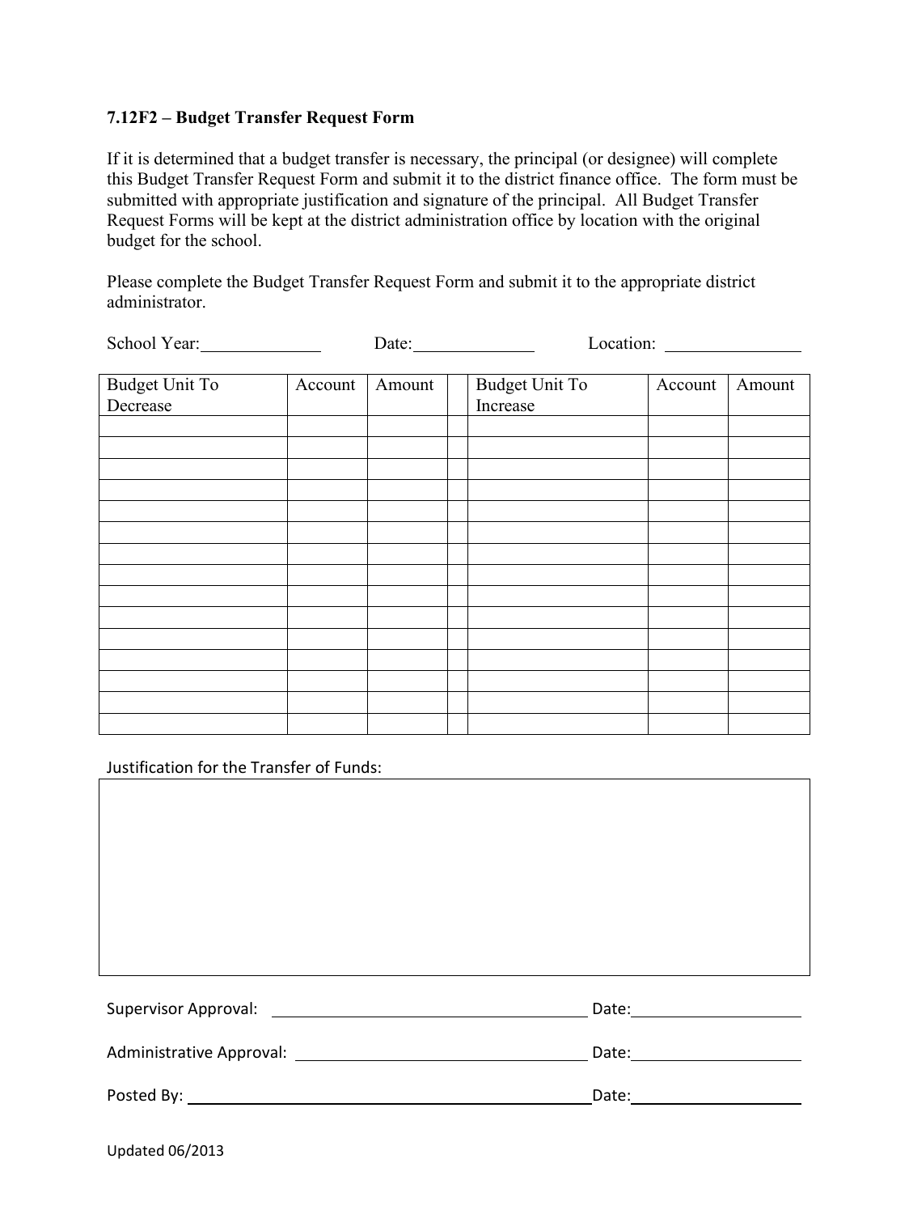### 7.12F2 – Budget Transfer Request Form

If it is determined that a budget transfer is necessary, the principal (or designee) will complete this Budget Transfer Request Form and submit it to the district finance office. The form must be submitted with appropriate justification and signature of the principal. All Budget Transfer Request Forms will be kept at the district administration office by location with the original budget for the school.

Please complete the Budget Transfer Request Form and submit it to the appropriate district administrator.

School Year:_____________ Date:_____________ Location: _______________

| Budget Unit To Decrease | Account | Amount | | Budget Unit To Increase | Account | Amount |
|---|---|---|---|---|---|---|
| | | | | | | |
| | | | | | | |
| | | | | | | |
| | | | | | | |
| | | | | | | |
| | | | | | | |
| | | | | | | |
| | | | | | | |
| | | | | | | |
| | | | | | | |
| | | | | | | |
| | | | | | | |
| | | | | | | |
| | | | | | | |
| | | | | | | |

Justification for the Transfer of Funds:

| |
|---|
| |

Supervisor Approval: ___________________________________ Date:___________________

Administrative Approval: ________________________________ Date:___________________

Posted By: ______________________________________________Date:___________________

Updated 06/2013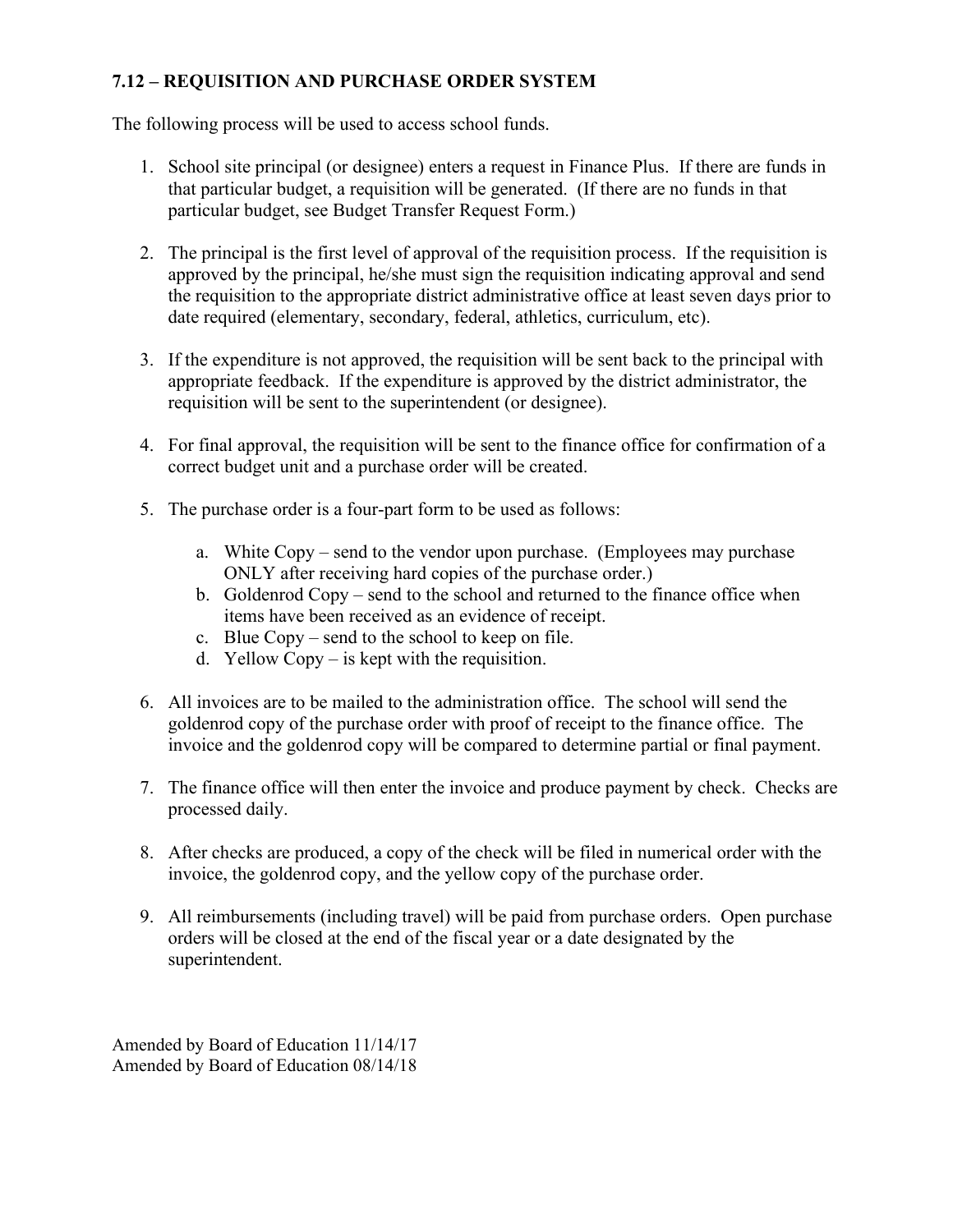### 7.12 – REQUISITION AND PURCHASE ORDER SYSTEM

The following process will be used to access school funds.

1. School site principal (or designee) enters a request in Finance Plus. If there are funds in that particular budget, a requisition will be generated. (If there are no funds in that particular budget, see Budget Transfer Request Form.)

2. The principal is the first level of approval of the requisition process. If the requisition is approved by the principal, he/she must sign the requisition indicating approval and send the requisition to the appropriate district administrative office at least seven days prior to date required (elementary, secondary, federal, athletics, curriculum, etc).

3. If the expenditure is not approved, the requisition will be sent back to the principal with appropriate feedback. If the expenditure is approved by the district administrator, the requisition will be sent to the superintendent (or designee).

4. For final approval, the requisition will be sent to the finance office for confirmation of a correct budget unit and a purchase order will be created.

5. The purchase order is a four-part form to be used as follows:

   a. White Copy – send to the vendor upon purchase. (Employees may purchase ONLY after receiving hard copies of the purchase order.)
   b. Goldenrod Copy – send to the school and returned to the finance office when items have been received as an evidence of receipt.
   c. Blue Copy – send to the school to keep on file.
   d. Yellow Copy – is kept with the requisition.

6. All invoices are to be mailed to the administration office. The school will send the goldenrod copy of the purchase order with proof of receipt to the finance office. The invoice and the goldenrod copy will be compared to determine partial or final payment.

7. The finance office will then enter the invoice and produce payment by check. Checks are processed daily.

8. After checks are produced, a copy of the check will be filed in numerical order with the invoice, the goldenrod copy, and the yellow copy of the purchase order.

9. All reimbursements (including travel) will be paid from purchase orders. Open purchase orders will be closed at the end of the fiscal year or a date designated by the superintendent.

Amended by Board of Education 11/14/17
Amended by Board of Education 08/14/18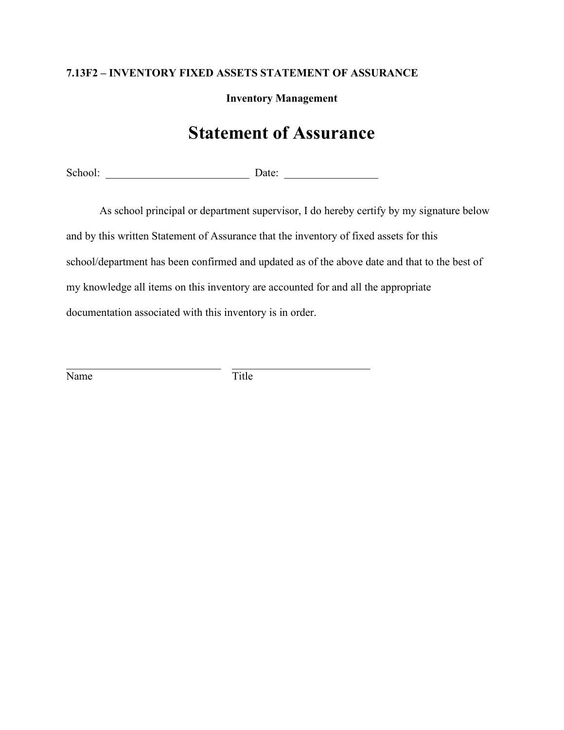**7.13F2 – INVENTORY FIXED ASSETS STATEMENT OF ASSURANCE**

**Inventory Management**

# Statement of Assurance

School: __________________________ Date: _________________

As school principal or department supervisor, I do hereby certify by my signature below and by this written Statement of Assurance that the inventory of fixed assets for this school/department has been confirmed and updated as of the above date and that to the best of my knowledge all items on this inventory are accounted for and all the appropriate documentation associated with this inventory is in order.

_____________________________ __________________________

Name Title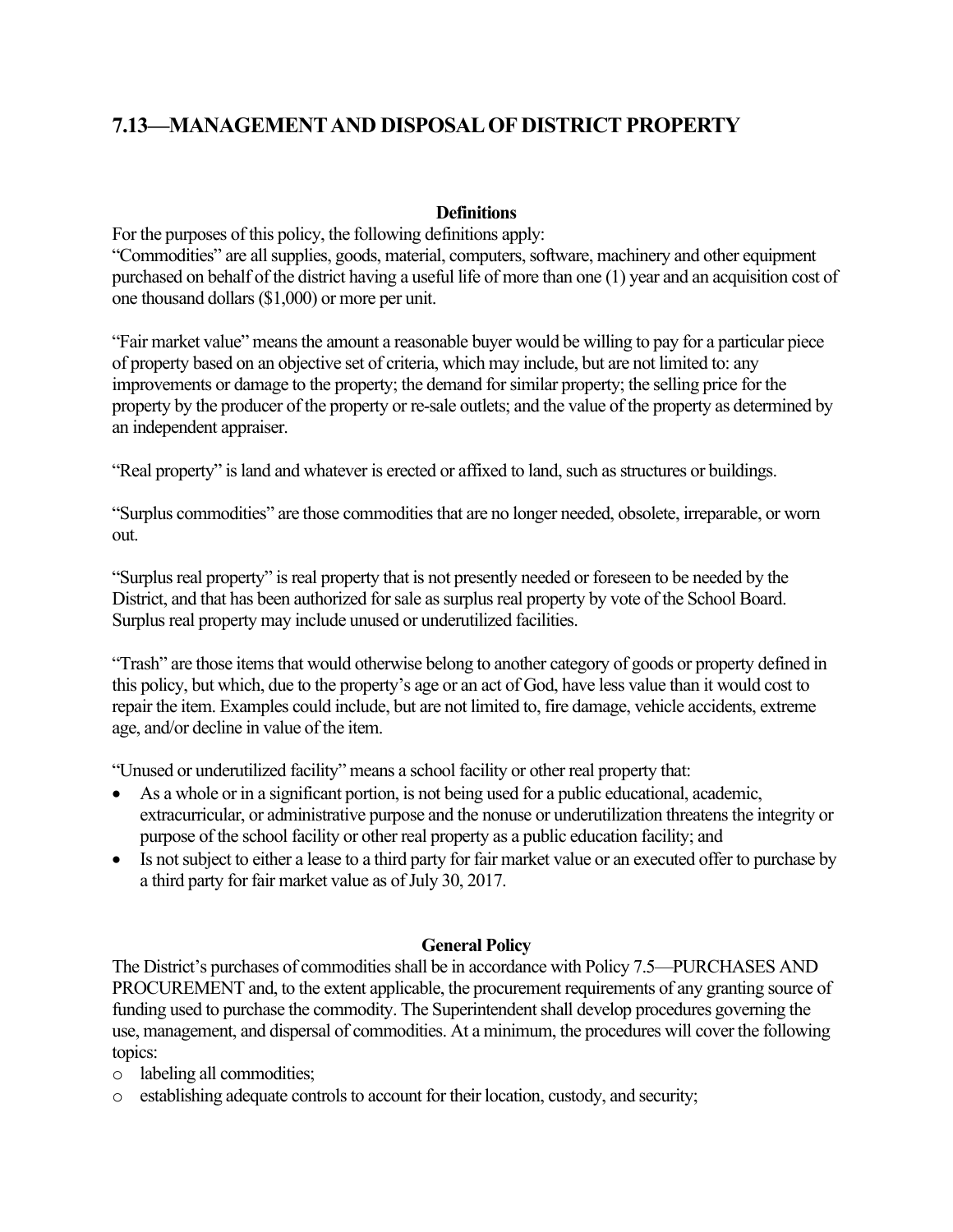## 7.13—MANAGEMENT AND DISPOSAL OF DISTRICT PROPERTY

**Definitions**

For the purposes of this policy, the following definitions apply:

"Commodities" are all supplies, goods, material, computers, software, machinery and other equipment purchased on behalf of the district having a useful life of more than one (1) year and an acquisition cost of one thousand dollars ($1,000) or more per unit.

"Fair market value" means the amount a reasonable buyer would be willing to pay for a particular piece of property based on an objective set of criteria, which may include, but are not limited to: any improvements or damage to the property; the demand for similar property; the selling price for the property by the producer of the property or re-sale outlets; and the value of the property as determined by an independent appraiser.

"Real property" is land and whatever is erected or affixed to land, such as structures or buildings.

"Surplus commodities" are those commodities that are no longer needed, obsolete, irreparable, or worn out.

"Surplus real property" is real property that is not presently needed or foreseen to be needed by the District, and that has been authorized for sale as surplus real property by vote of the School Board. Surplus real property may include unused or underutilized facilities.

"Trash" are those items that would otherwise belong to another category of goods or property defined in this policy, but which, due to the property's age or an act of God, have less value than it would cost to repair the item. Examples could include, but are not limited to, fire damage, vehicle accidents, extreme age, and/or decline in value of the item.

"Unused or underutilized facility" means a school facility or other real property that:

- As a whole or in a significant portion, is not being used for a public educational, academic, extracurricular, or administrative purpose and the nonuse or underutilization threatens the integrity or purpose of the school facility or other real property as a public education facility; and
- Is not subject to either a lease to a third party for fair market value or an executed offer to purchase by a third party for fair market value as of July 30, 2017.

**General Policy**

The District's purchases of commodities shall be in accordance with Policy 7.5—PURCHASES AND PROCUREMENT and, to the extent applicable, the procurement requirements of any granting source of funding used to purchase the commodity. The Superintendent shall develop procedures governing the use, management, and dispersal of commodities. At a minimum, the procedures will cover the following topics:

- labeling all commodities;
- establishing adequate controls to account for their location, custody, and security;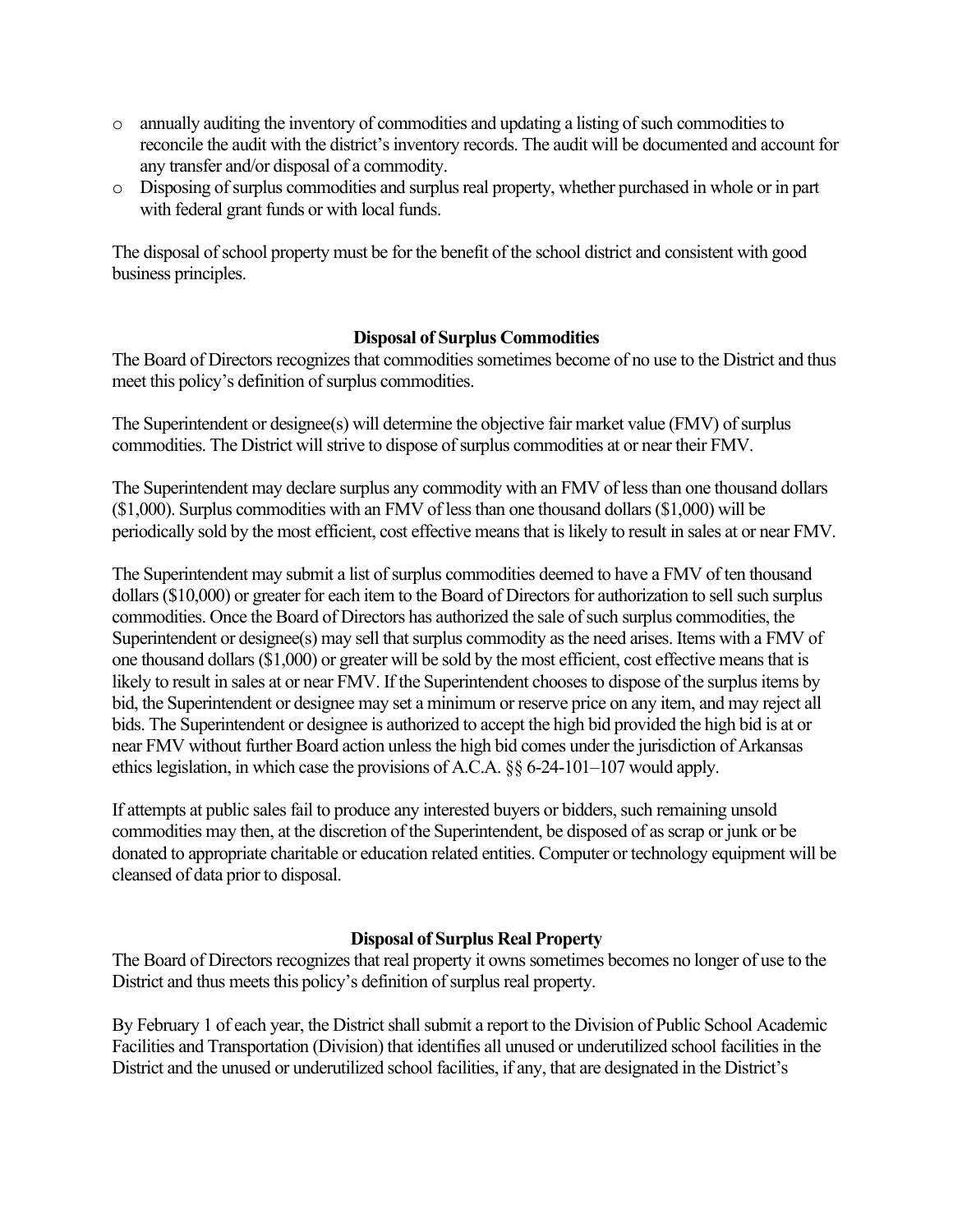- annually auditing the inventory of commodities and updating a listing of such commodities to reconcile the audit with the district's inventory records. The audit will be documented and account for any transfer and/or disposal of a commodity.
- Disposing of surplus commodities and surplus real property, whether purchased in whole or in part with federal grant funds or with local funds.

The disposal of school property must be for the benefit of the school district and consistent with good business principles.

### Disposal of Surplus Commodities

The Board of Directors recognizes that commodities sometimes become of no use to the District and thus meet this policy's definition of surplus commodities.

The Superintendent or designee(s) will determine the objective fair market value (FMV) of surplus commodities. The District will strive to dispose of surplus commodities at or near their FMV.

The Superintendent may declare surplus any commodity with an FMV of less than one thousand dollars ($1,000). Surplus commodities with an FMV of less than one thousand dollars ($1,000) will be periodically sold by the most efficient, cost effective means that is likely to result in sales at or near FMV.

The Superintendent may submit a list of surplus commodities deemed to have a FMV of ten thousand dollars ($10,000) or greater for each item to the Board of Directors for authorization to sell such surplus commodities. Once the Board of Directors has authorized the sale of such surplus commodities, the Superintendent or designee(s) may sell that surplus commodity as the need arises. Items with a FMV of one thousand dollars ($1,000) or greater will be sold by the most efficient, cost effective means that is likely to result in sales at or near FMV. If the Superintendent chooses to dispose of the surplus items by bid, the Superintendent or designee may set a minimum or reserve price on any item, and may reject all bids. The Superintendent or designee is authorized to accept the high bid provided the high bid is at or near FMV without further Board action unless the high bid comes under the jurisdiction of Arkansas ethics legislation, in which case the provisions of A.C.A. §§ 6-24-101–107 would apply.

If attempts at public sales fail to produce any interested buyers or bidders, such remaining unsold commodities may then, at the discretion of the Superintendent, be disposed of as scrap or junk or be donated to appropriate charitable or education related entities. Computer or technology equipment will be cleansed of data prior to disposal.

### Disposal of Surplus Real Property

The Board of Directors recognizes that real property it owns sometimes becomes no longer of use to the District and thus meets this policy's definition of surplus real property.

By February 1 of each year, the District shall submit a report to the Division of Public School Academic Facilities and Transportation (Division) that identifies all unused or underutilized school facilities in the District and the unused or underutilized school facilities, if any, that are designated in the District's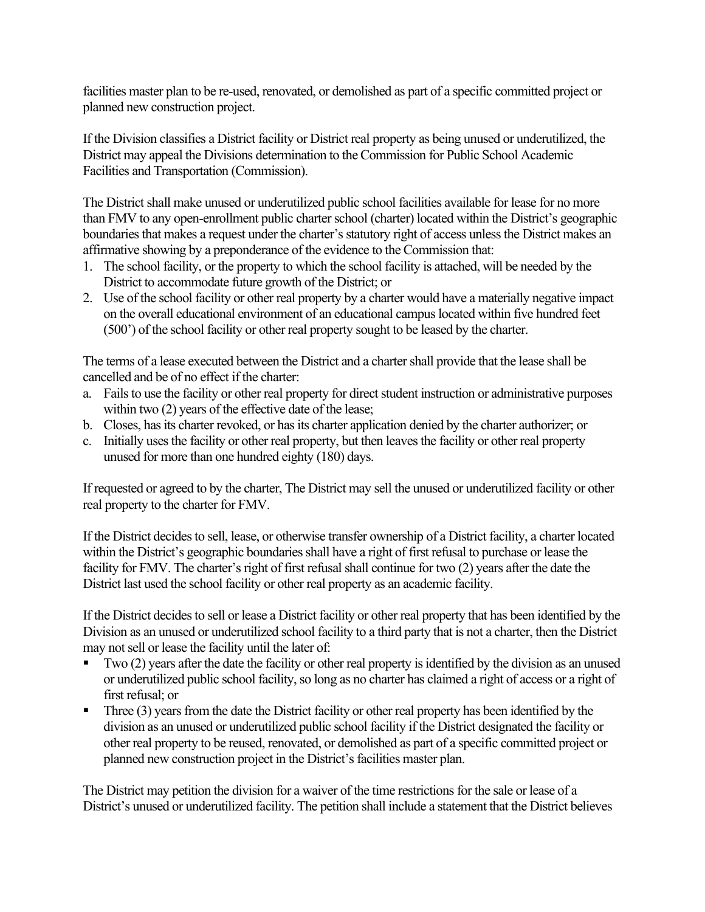facilities master plan to be re-used, renovated, or demolished as part of a specific committed project or planned new construction project.

If the Division classifies a District facility or District real property as being unused or underutilized, the District may appeal the Divisions determination to the Commission for Public School Academic Facilities and Transportation (Commission).

The District shall make unused or underutilized public school facilities available for lease for no more than FMV to any open-enrollment public charter school (charter) located within the District's geographic boundaries that makes a request under the charter's statutory right of access unless the District makes an affirmative showing by a preponderance of the evidence to the Commission that:

1. The school facility, or the property to which the school facility is attached, will be needed by the District to accommodate future growth of the District; or
2. Use of the school facility or other real property by a charter would have a materially negative impact on the overall educational environment of an educational campus located within five hundred feet (500') of the school facility or other real property sought to be leased by the charter.

The terms of a lease executed between the District and a charter shall provide that the lease shall be cancelled and be of no effect if the charter:

a. Fails to use the facility or other real property for direct student instruction or administrative purposes within two (2) years of the effective date of the lease;
b. Closes, has its charter revoked, or has its charter application denied by the charter authorizer; or
c. Initially uses the facility or other real property, but then leaves the facility or other real property unused for more than one hundred eighty (180) days.

If requested or agreed to by the charter, The District may sell the unused or underutilized facility or other real property to the charter for FMV.

If the District decides to sell, lease, or otherwise transfer ownership of a District facility, a charter located within the District's geographic boundaries shall have a right of first refusal to purchase or lease the facility for FMV. The charter's right of first refusal shall continue for two (2) years after the date the District last used the school facility or other real property as an academic facility.

If the District decides to sell or lease a District facility or other real property that has been identified by the Division as an unused or underutilized school facility to a third party that is not a charter, then the District may not sell or lease the facility until the later of:

- Two (2) years after the date the facility or other real property is identified by the division as an unused or underutilized public school facility, so long as no charter has claimed a right of access or a right of first refusal; or
- Three (3) years from the date the District facility or other real property has been identified by the division as an unused or underutilized public school facility if the District designated the facility or other real property to be reused, renovated, or demolished as part of a specific committed project or planned new construction project in the District's facilities master plan.

The District may petition the division for a waiver of the time restrictions for the sale or lease of a District's unused or underutilized facility. The petition shall include a statement that the District believes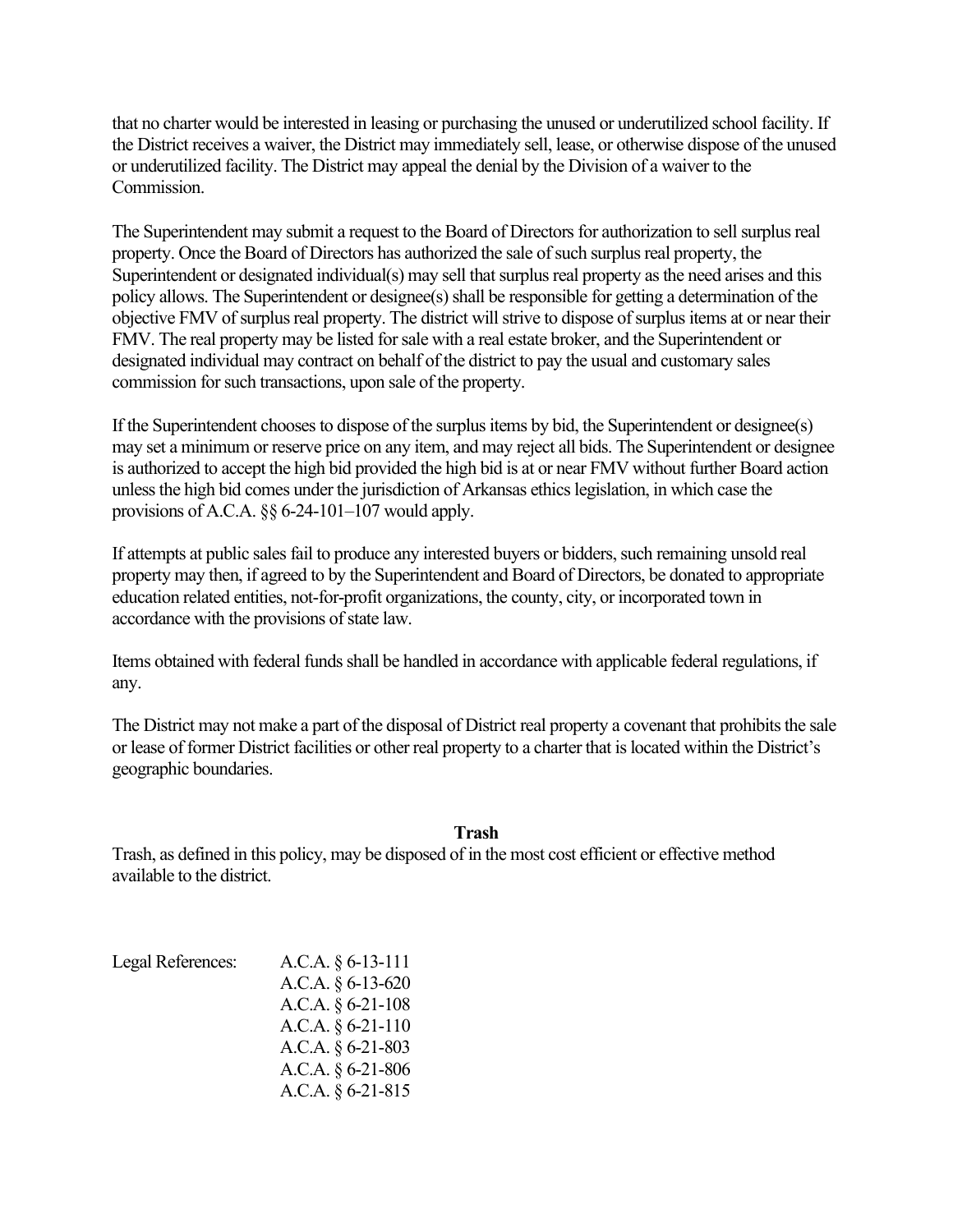that no charter would be interested in leasing or purchasing the unused or underutilized school facility. If the District receives a waiver, the District may immediately sell, lease, or otherwise dispose of the unused or underutilized facility. The District may appeal the denial by the Division of a waiver to the Commission.

The Superintendent may submit a request to the Board of Directors for authorization to sell surplus real property. Once the Board of Directors has authorized the sale of such surplus real property, the Superintendent or designated individual(s) may sell that surplus real property as the need arises and this policy allows. The Superintendent or designee(s) shall be responsible for getting a determination of the objective FMV of surplus real property. The district will strive to dispose of surplus items at or near their FMV. The real property may be listed for sale with a real estate broker, and the Superintendent or designated individual may contract on behalf of the district to pay the usual and customary sales commission for such transactions, upon sale of the property.

If the Superintendent chooses to dispose of the surplus items by bid, the Superintendent or designee(s) may set a minimum or reserve price on any item, and may reject all bids. The Superintendent or designee is authorized to accept the high bid provided the high bid is at or near FMV without further Board action unless the high bid comes under the jurisdiction of Arkansas ethics legislation, in which case the provisions of A.C.A. §§ 6-24-101–107 would apply.

If attempts at public sales fail to produce any interested buyers or bidders, such remaining unsold real property may then, if agreed to by the Superintendent and Board of Directors, be donated to appropriate education related entities, not-for-profit organizations, the county, city, or incorporated town in accordance with the provisions of state law.

Items obtained with federal funds shall be handled in accordance with applicable federal regulations, if any.

The District may not make a part of the disposal of District real property a covenant that prohibits the sale or lease of former District facilities or other real property to a charter that is located within the District's geographic boundaries.

**Trash**

Trash, as defined in this policy, may be disposed of in the most cost efficient or effective method available to the district.

Legal References:
A.C.A. § 6-13-111
A.C.A. § 6-13-620
A.C.A. § 6-21-108
A.C.A. § 6-21-110
A.C.A. § 6-21-803
A.C.A. § 6-21-806
A.C.A. § 6-21-815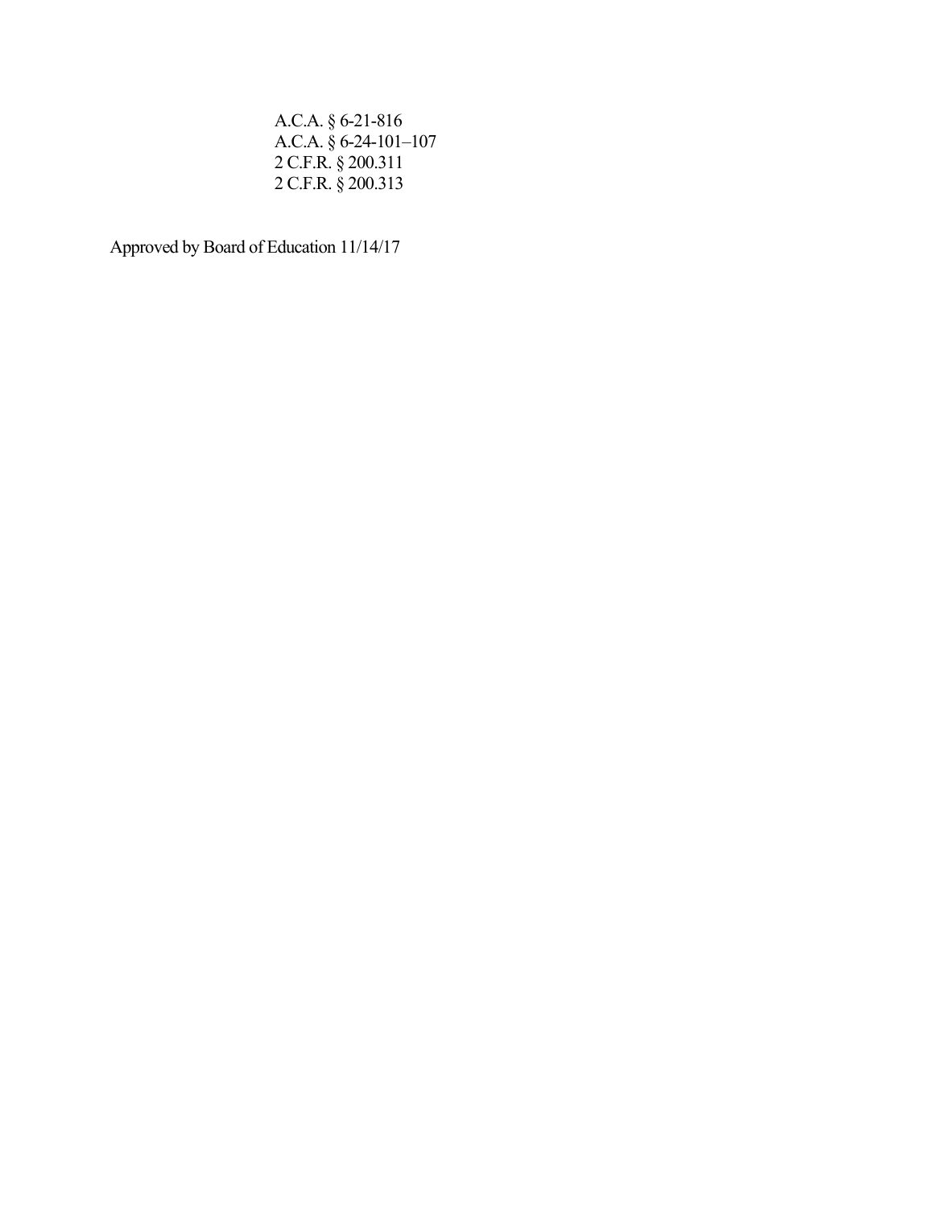A.C.A. § 6-21-816
A.C.A. § 6-24-101–107
2 C.F.R. § 200.311
2 C.F.R. § 200.313

Approved by Board of Education 11/14/17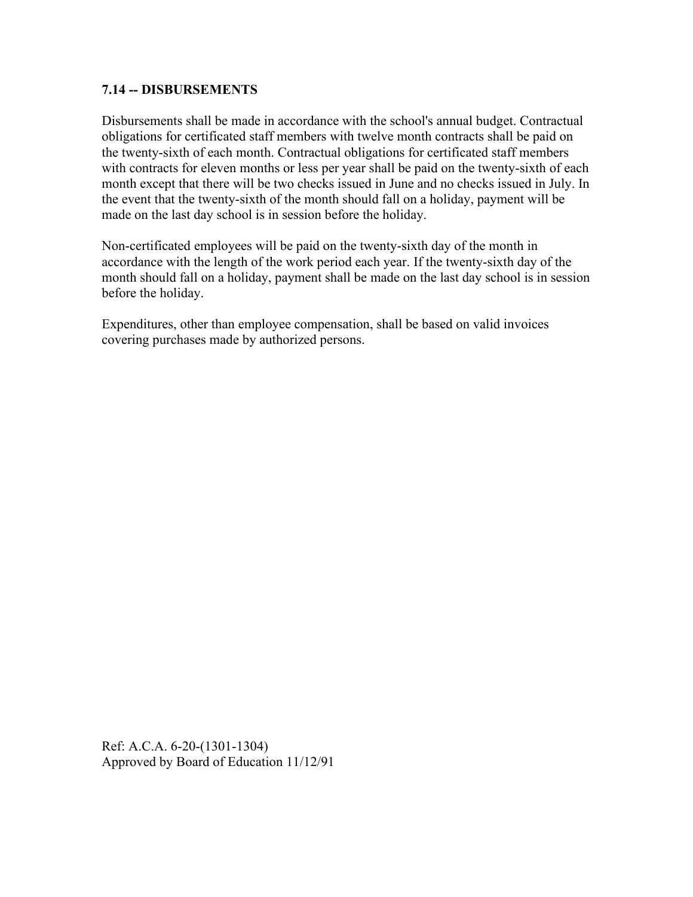## 7.14 -- DISBURSEMENTS

Disbursements shall be made in accordance with the school's annual budget. Contractual obligations for certificated staff members with twelve month contracts shall be paid on the twenty-sixth of each month. Contractual obligations for certificated staff members with contracts for eleven months or less per year shall be paid on the twenty-sixth of each month except that there will be two checks issued in June and no checks issued in July. In the event that the twenty-sixth of the month should fall on a holiday, payment will be made on the last day school is in session before the holiday.

Non-certificated employees will be paid on the twenty-sixth day of the month in accordance with the length of the work period each year. If the twenty-sixth day of the month should fall on a holiday, payment shall be made on the last day school is in session before the holiday.

Expenditures, other than employee compensation, shall be based on valid invoices covering purchases made by authorized persons.

Ref: A.C.A. 6-20-(1301-1304)
Approved by Board of Education 11/12/91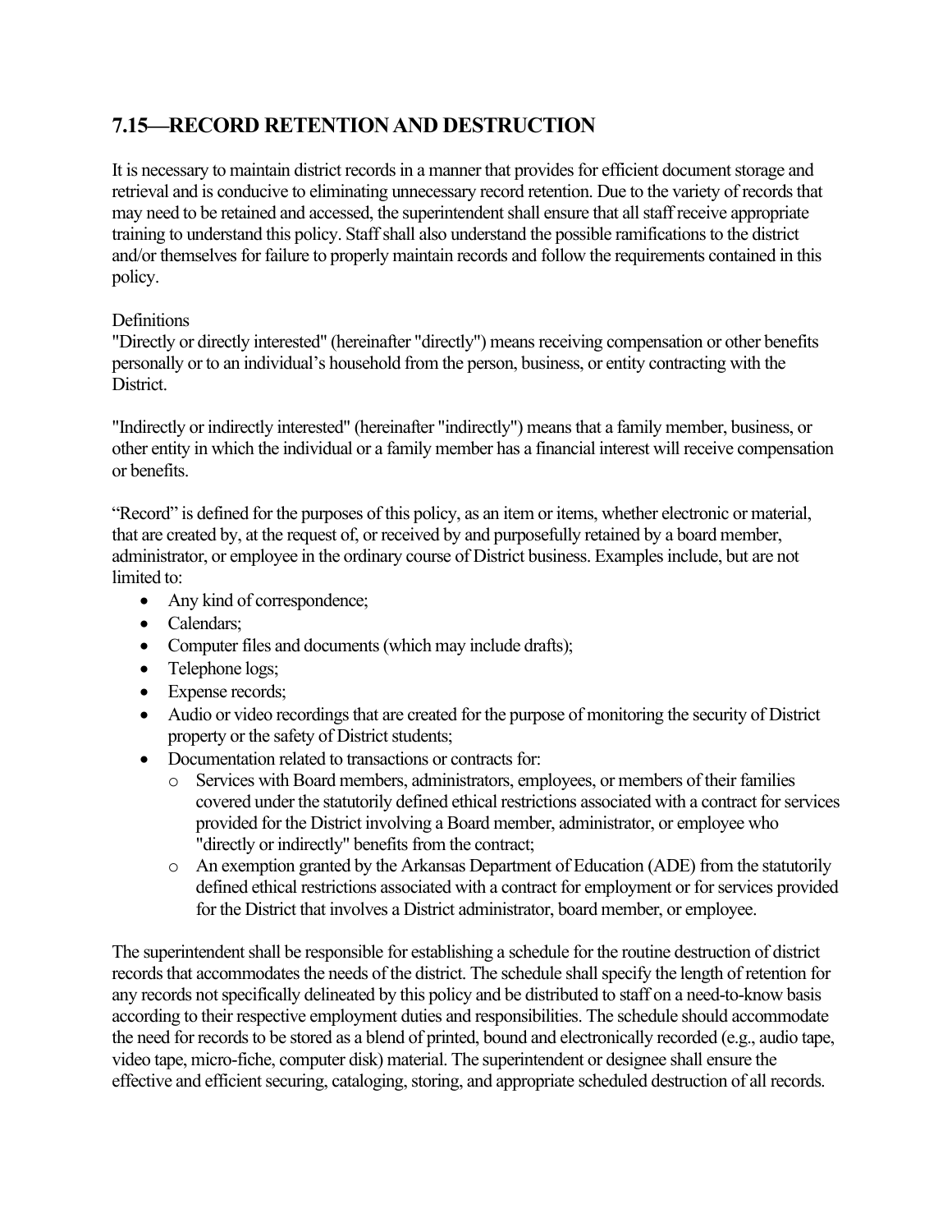## 7.15—RECORD RETENTION AND DESTRUCTION

It is necessary to maintain district records in a manner that provides for efficient document storage and retrieval and is conducive to eliminating unnecessary record retention. Due to the variety of records that may need to be retained and accessed, the superintendent shall ensure that all staff receive appropriate training to understand this policy. Staff shall also understand the possible ramifications to the district and/or themselves for failure to properly maintain records and follow the requirements contained in this policy.

Definitions

"Directly or directly interested" (hereinafter "directly") means receiving compensation or other benefits personally or to an individual's household from the person, business, or entity contracting with the District.

"Indirectly or indirectly interested" (hereinafter "indirectly") means that a family member, business, or other entity in which the individual or a family member has a financial interest will receive compensation or benefits.

"Record" is defined for the purposes of this policy, as an item or items, whether electronic or material, that are created by, at the request of, or received by and purposefully retained by a board member, administrator, or employee in the ordinary course of District business. Examples include, but are not limited to:

- Any kind of correspondence;
- Calendars;
- Computer files and documents (which may include drafts);
- Telephone logs;
- Expense records;
- Audio or video recordings that are created for the purpose of monitoring the security of District property or the safety of District students;
- Documentation related to transactions or contracts for:
  - Services with Board members, administrators, employees, or members of their families covered under the statutorily defined ethical restrictions associated with a contract for services provided for the District involving a Board member, administrator, or employee who "directly or indirectly" benefits from the contract;
  - An exemption granted by the Arkansas Department of Education (ADE) from the statutorily defined ethical restrictions associated with a contract for employment or for services provided for the District that involves a District administrator, board member, or employee.

The superintendent shall be responsible for establishing a schedule for the routine destruction of district records that accommodates the needs of the district. The schedule shall specify the length of retention for any records not specifically delineated by this policy and be distributed to staff on a need-to-know basis according to their respective employment duties and responsibilities. The schedule should accommodate the need for records to be stored as a blend of printed, bound and electronically recorded (e.g., audio tape, video tape, micro-fiche, computer disk) material. The superintendent or designee shall ensure the effective and efficient securing, cataloging, storing, and appropriate scheduled destruction of all records.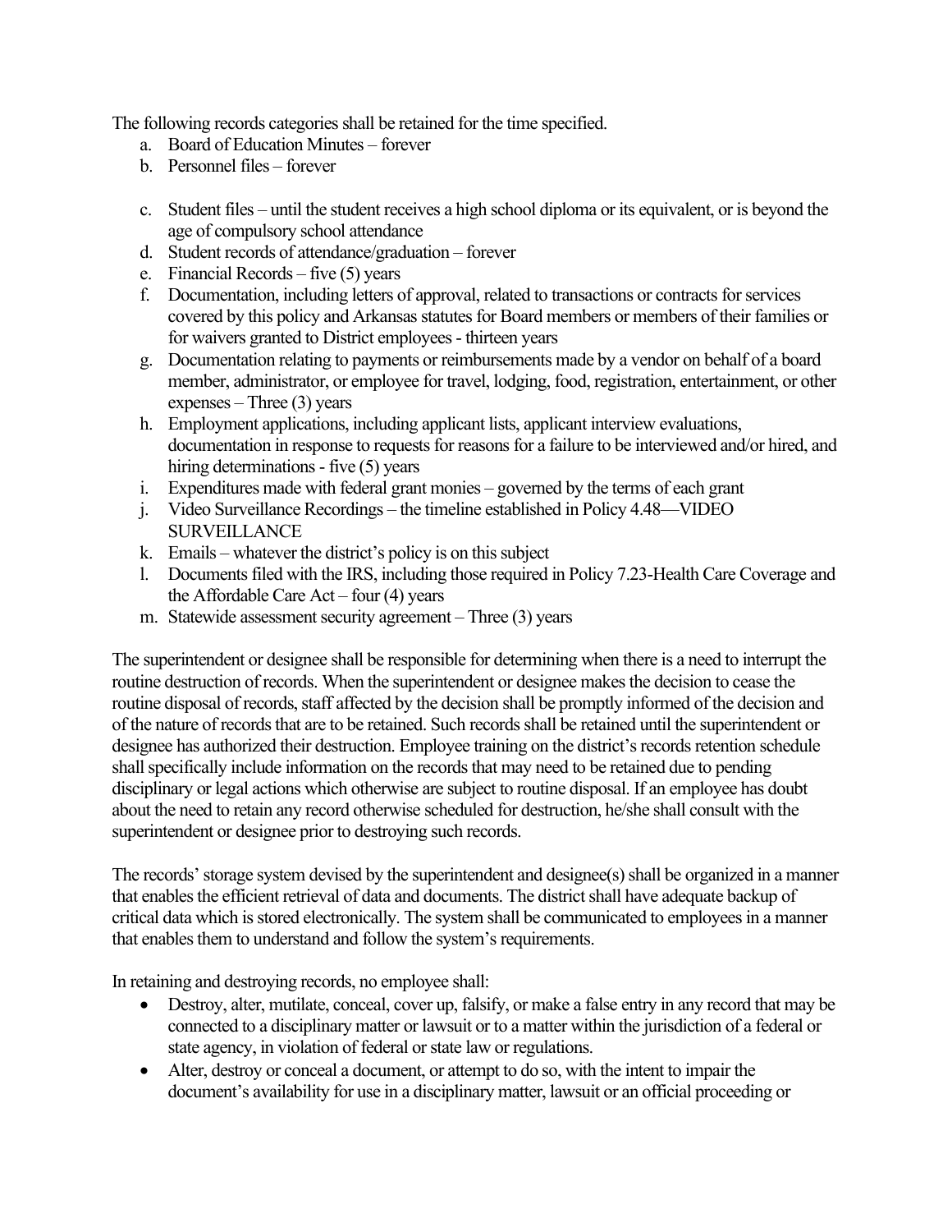The following records categories shall be retained for the time specified.

a. Board of Education Minutes – forever
b. Personnel files – forever
c. Student files – until the student receives a high school diploma or its equivalent, or is beyond the age of compulsory school attendance
d. Student records of attendance/graduation – forever
e. Financial Records – five (5) years
f. Documentation, including letters of approval, related to transactions or contracts for services covered by this policy and Arkansas statutes for Board members or members of their families or for waivers granted to District employees - thirteen years
g. Documentation relating to payments or reimbursements made by a vendor on behalf of a board member, administrator, or employee for travel, lodging, food, registration, entertainment, or other expenses – Three (3) years
h. Employment applications, including applicant lists, applicant interview evaluations, documentation in response to requests for reasons for a failure to be interviewed and/or hired, and hiring determinations - five (5) years
i. Expenditures made with federal grant monies – governed by the terms of each grant
j. Video Surveillance Recordings – the timeline established in Policy 4.48—VIDEO SURVEILLANCE
k. Emails – whatever the district's policy is on this subject
l. Documents filed with the IRS, including those required in Policy 7.23-Health Care Coverage and the Affordable Care Act – four (4) years
m. Statewide assessment security agreement – Three (3) years

The superintendent or designee shall be responsible for determining when there is a need to interrupt the routine destruction of records. When the superintendent or designee makes the decision to cease the routine disposal of records, staff affected by the decision shall be promptly informed of the decision and of the nature of records that are to be retained. Such records shall be retained until the superintendent or designee has authorized their destruction. Employee training on the district's records retention schedule shall specifically include information on the records that may need to be retained due to pending disciplinary or legal actions which otherwise are subject to routine disposal. If an employee has doubt about the need to retain any record otherwise scheduled for destruction, he/she shall consult with the superintendent or designee prior to destroying such records.

The records' storage system devised by the superintendent and designee(s) shall be organized in a manner that enables the efficient retrieval of data and documents. The district shall have adequate backup of critical data which is stored electronically. The system shall be communicated to employees in a manner that enables them to understand and follow the system's requirements.

In retaining and destroying records, no employee shall:

- Destroy, alter, mutilate, conceal, cover up, falsify, or make a false entry in any record that may be connected to a disciplinary matter or lawsuit or to a matter within the jurisdiction of a federal or state agency, in violation of federal or state law or regulations.
- Alter, destroy or conceal a document, or attempt to do so, with the intent to impair the document's availability for use in a disciplinary matter, lawsuit or an official proceeding or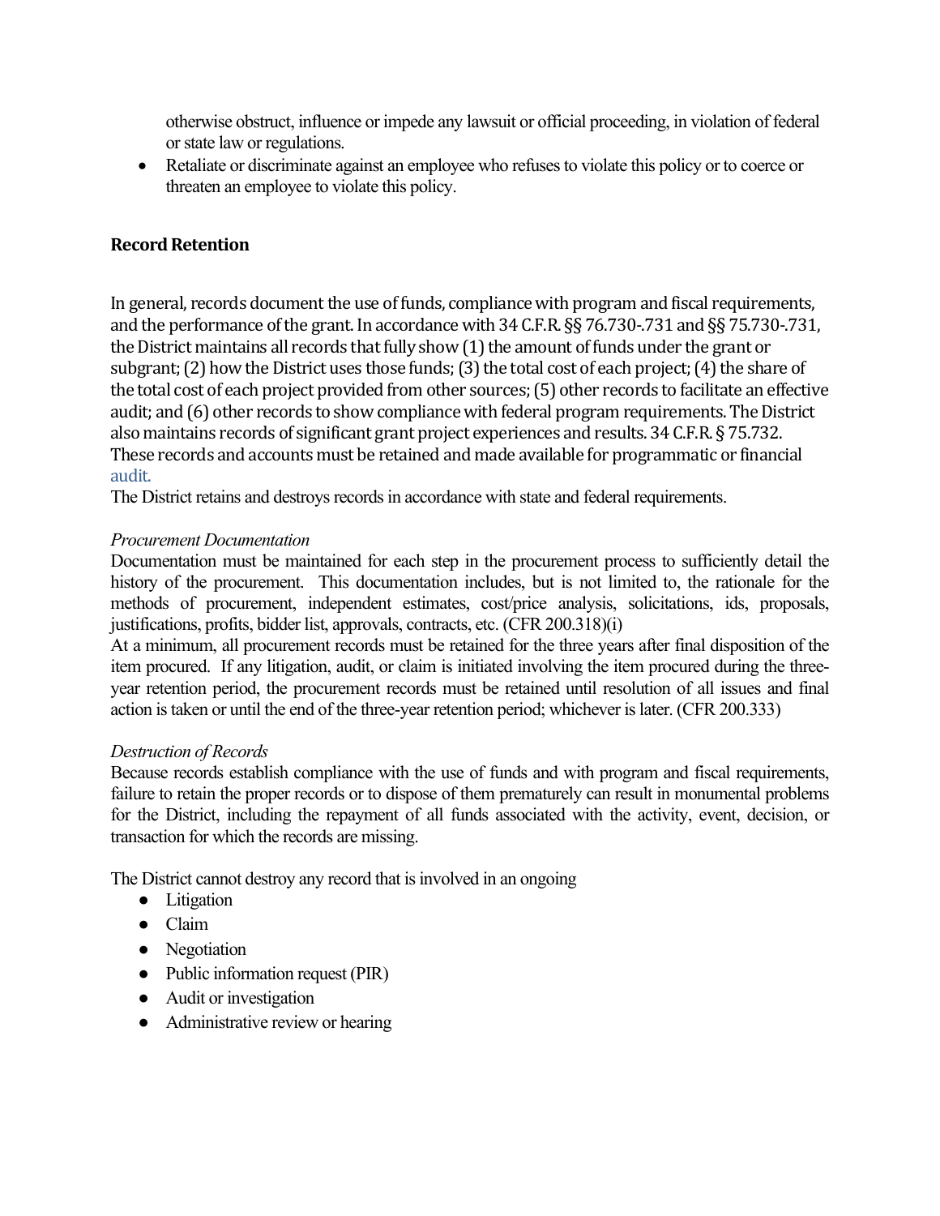otherwise obstruct, influence or impede any lawsuit or official proceeding, in violation of federal or state law or regulations.

- Retaliate or discriminate against an employee who refuses to violate this policy or to coerce or threaten an employee to violate this policy.

## Record Retention

In general, records document the use of funds, compliance with program and fiscal requirements, and the performance of the grant. In accordance with 34 C.F.R. §§ 76.730-.731 and §§ 75.730-.731, the District maintains all records that fully show (1) the amount of funds under the grant or subgrant; (2) how the District uses those funds; (3) the total cost of each project; (4) the share of the total cost of each project provided from other sources; (5) other records to facilitate an effective audit; and (6) other records to show compliance with federal program requirements. The District also maintains records of significant grant project experiences and results. 34 C.F.R. § 75.732. These records and accounts must be retained and made available for programmatic or financial audit.

The District retains and destroys records in accordance with state and federal requirements.

*Procurement Documentation*

Documentation must be maintained for each step in the procurement process to sufficiently detail the history of the procurement. This documentation includes, but is not limited to, the rationale for the methods of procurement, independent estimates, cost/price analysis, solicitations, ids, proposals, justifications, profits, bidder list, approvals, contracts, etc. (CFR 200.318)(i)

At a minimum, all procurement records must be retained for the three years after final disposition of the item procured. If any litigation, audit, or claim is initiated involving the item procured during the three-year retention period, the procurement records must be retained until resolution of all issues and final action is taken or until the end of the three-year retention period; whichever is later. (CFR 200.333)

*Destruction of Records*

Because records establish compliance with the use of funds and with program and fiscal requirements, failure to retain the proper records or to dispose of them prematurely can result in monumental problems for the District, including the repayment of all funds associated with the activity, event, decision, or transaction for which the records are missing.

The District cannot destroy any record that is involved in an ongoing

- Litigation
- Claim
- Negotiation
- Public information request (PIR)
- Audit or investigation
- Administrative review or hearing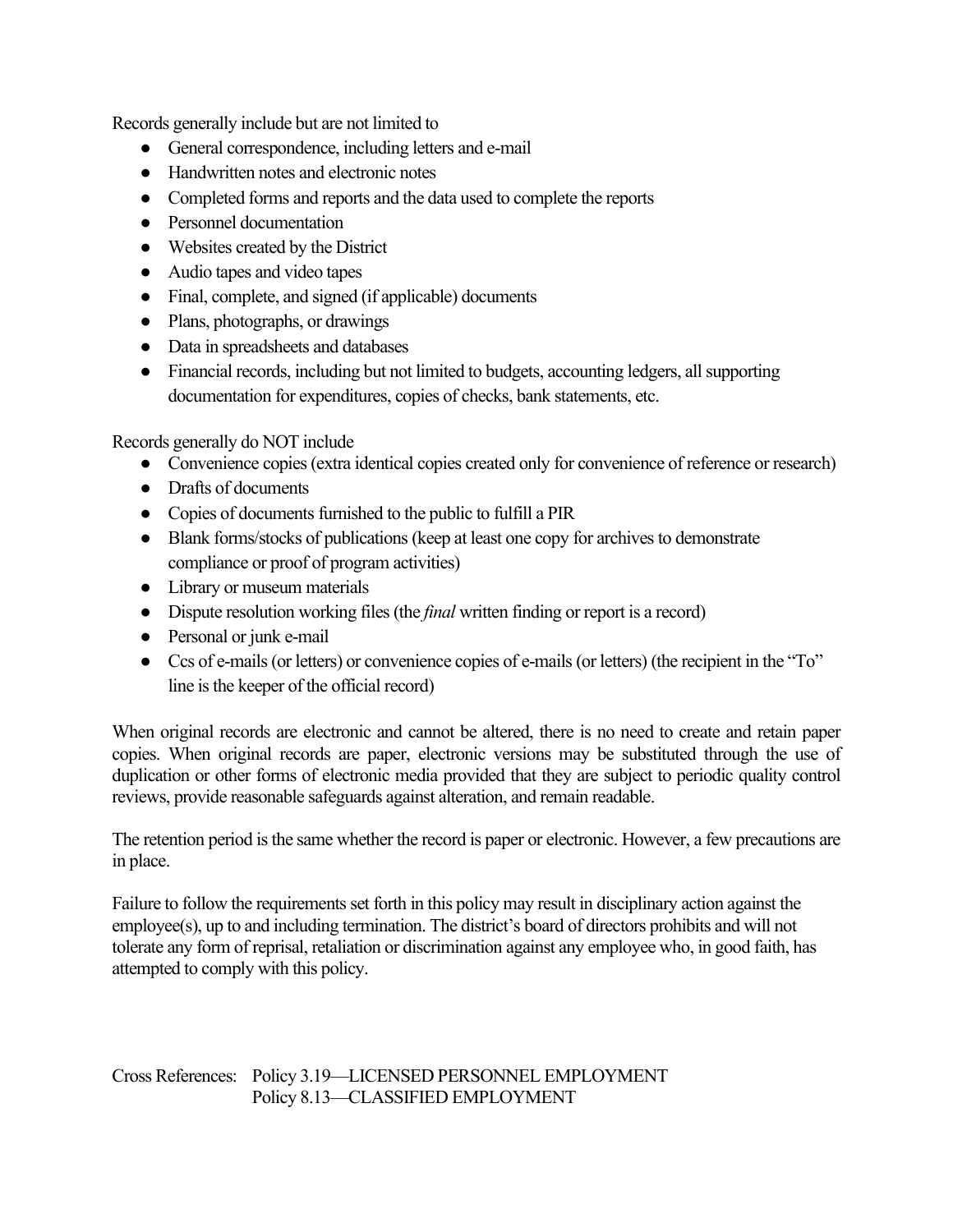Records generally include but are not limited to

- General correspondence, including letters and e-mail
- Handwritten notes and electronic notes
- Completed forms and reports and the data used to complete the reports
- Personnel documentation
- Websites created by the District
- Audio tapes and video tapes
- Final, complete, and signed (if applicable) documents
- Plans, photographs, or drawings
- Data in spreadsheets and databases
- Financial records, including but not limited to budgets, accounting ledgers, all supporting documentation for expenditures, copies of checks, bank statements, etc.

Records generally do NOT include

- Convenience copies (extra identical copies created only for convenience of reference or research)
- Drafts of documents
- Copies of documents furnished to the public to fulfill a PIR
- Blank forms/stocks of publications (keep at least one copy for archives to demonstrate compliance or proof of program activities)
- Library or museum materials
- Dispute resolution working files (the *final* written finding or report is a record)
- Personal or junk e-mail
- Ccs of e-mails (or letters) or convenience copies of e-mails (or letters) (the recipient in the "To" line is the keeper of the official record)

When original records are electronic and cannot be altered, there is no need to create and retain paper copies. When original records are paper, electronic versions may be substituted through the use of duplication or other forms of electronic media provided that they are subject to periodic quality control reviews, provide reasonable safeguards against alteration, and remain readable.

The retention period is the same whether the record is paper or electronic. However, a few precautions are in place.

Failure to follow the requirements set forth in this policy may result in disciplinary action against the employee(s), up to and including termination. The district's board of directors prohibits and will not tolerate any form of reprisal, retaliation or discrimination against any employee who, in good faith, has attempted to comply with this policy.

Cross References: Policy 3.19—LICENSED PERSONNEL EMPLOYMENT
Policy 8.13—CLASSIFIED EMPLOYMENT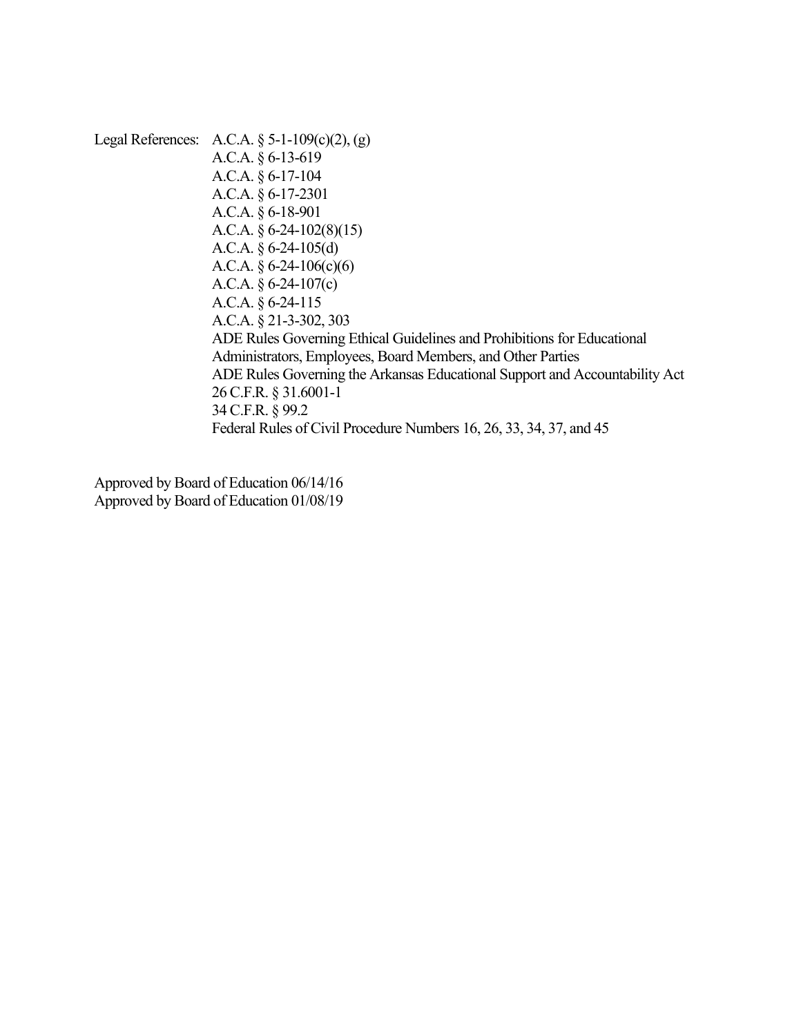Legal References: A.C.A. § 5-1-109(c)(2), (g)
A.C.A. § 6-13-619
A.C.A. § 6-17-104
A.C.A. § 6-17-2301
A.C.A. § 6-18-901
A.C.A. § 6-24-102(8)(15)
A.C.A. § 6-24-105(d)
A.C.A. § 6-24-106(c)(6)
A.C.A. § 6-24-107(c)
A.C.A. § 6-24-115
A.C.A. § 21-3-302, 303
ADE Rules Governing Ethical Guidelines and Prohibitions for Educational Administrators, Employees, Board Members, and Other Parties
ADE Rules Governing the Arkansas Educational Support and Accountability Act
26 C.F.R. § 31.6001-1
34 C.F.R. § 99.2
Federal Rules of Civil Procedure Numbers 16, 26, 33, 34, 37, and 45

Approved by Board of Education 06/14/16
Approved by Board of Education 01/08/19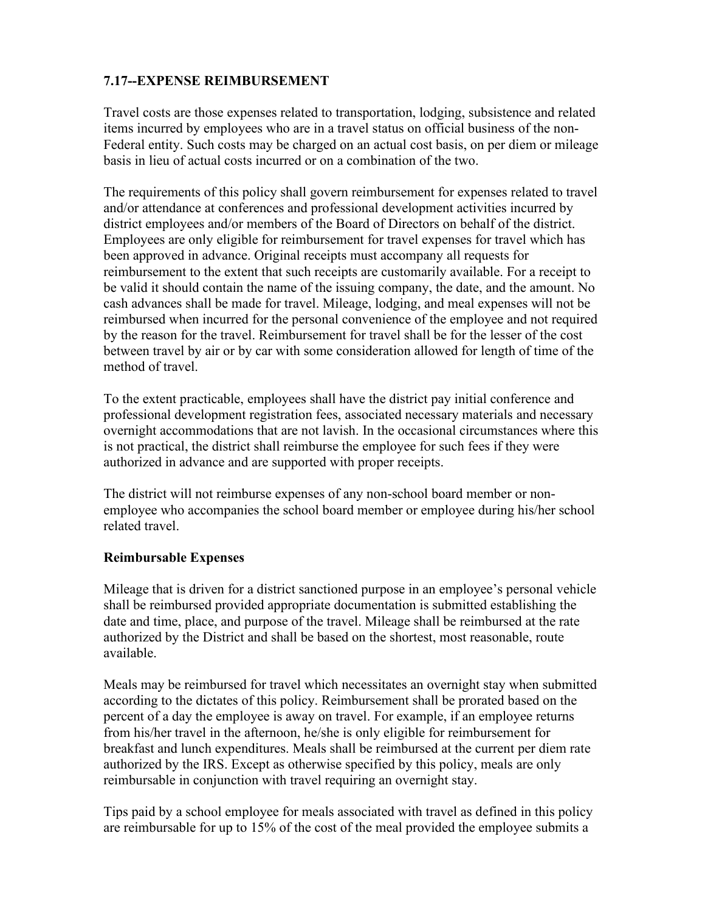## 7.17--EXPENSE REIMBURSEMENT

Travel costs are those expenses related to transportation, lodging, subsistence and related items incurred by employees who are in a travel status on official business of the non-Federal entity. Such costs may be charged on an actual cost basis, on per diem or mileage basis in lieu of actual costs incurred or on a combination of the two.

The requirements of this policy shall govern reimbursement for expenses related to travel and/or attendance at conferences and professional development activities incurred by district employees and/or members of the Board of Directors on behalf of the district. Employees are only eligible for reimbursement for travel expenses for travel which has been approved in advance. Original receipts must accompany all requests for reimbursement to the extent that such receipts are customarily available. For a receipt to be valid it should contain the name of the issuing company, the date, and the amount. No cash advances shall be made for travel. Mileage, lodging, and meal expenses will not be reimbursed when incurred for the personal convenience of the employee and not required by the reason for the travel. Reimbursement for travel shall be for the lesser of the cost between travel by air or by car with some consideration allowed for length of time of the method of travel.

To the extent practicable, employees shall have the district pay initial conference and professional development registration fees, associated necessary materials and necessary overnight accommodations that are not lavish. In the occasional circumstances where this is not practical, the district shall reimburse the employee for such fees if they were authorized in advance and are supported with proper receipts.

The district will not reimburse expenses of any non-school board member or non-employee who accompanies the school board member or employee during his/her school related travel.

### Reimbursable Expenses

Mileage that is driven for a district sanctioned purpose in an employee's personal vehicle shall be reimbursed provided appropriate documentation is submitted establishing the date and time, place, and purpose of the travel. Mileage shall be reimbursed at the rate authorized by the District and shall be based on the shortest, most reasonable, route available.

Meals may be reimbursed for travel which necessitates an overnight stay when submitted according to the dictates of this policy. Reimbursement shall be prorated based on the percent of a day the employee is away on travel. For example, if an employee returns from his/her travel in the afternoon, he/she is only eligible for reimbursement for breakfast and lunch expenditures. Meals shall be reimbursed at the current per diem rate authorized by the IRS. Except as otherwise specified by this policy, meals are only reimbursable in conjunction with travel requiring an overnight stay.

Tips paid by a school employee for meals associated with travel as defined in this policy are reimbursable for up to 15% of the cost of the meal provided the employee submits a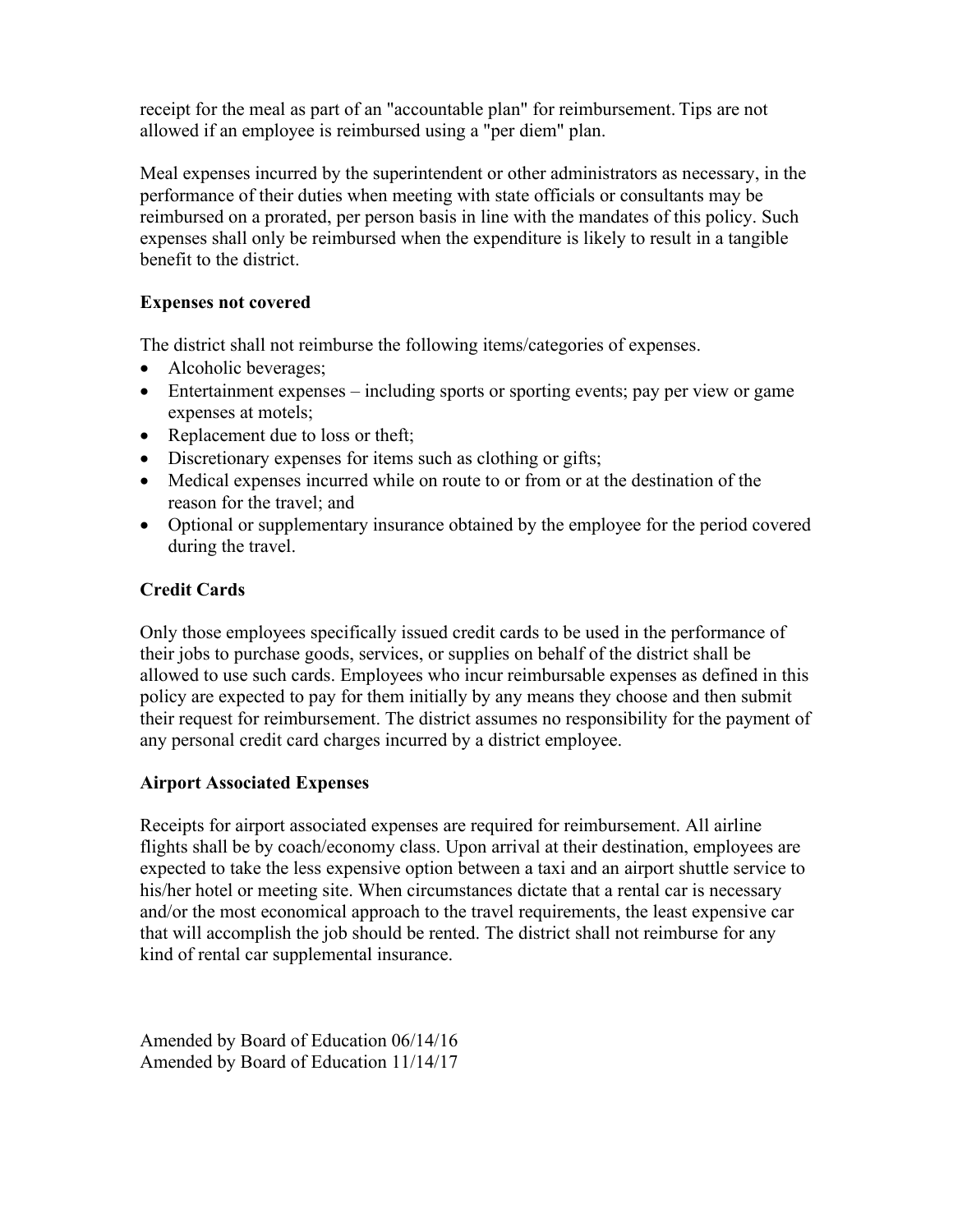receipt for the meal as part of an "accountable plan" for reimbursement. Tips are not allowed if an employee is reimbursed using a "per diem" plan.

Meal expenses incurred by the superintendent or other administrators as necessary, in the performance of their duties when meeting with state officials or consultants may be reimbursed on a prorated, per person basis in line with the mandates of this policy. Such expenses shall only be reimbursed when the expenditure is likely to result in a tangible benefit to the district.

**Expenses not covered**

The district shall not reimburse the following items/categories of expenses.

- Alcoholic beverages;
- Entertainment expenses – including sports or sporting events; pay per view or game expenses at motels;
- Replacement due to loss or theft;
- Discretionary expenses for items such as clothing or gifts;
- Medical expenses incurred while on route to or from or at the destination of the reason for the travel; and
- Optional or supplementary insurance obtained by the employee for the period covered during the travel.

**Credit Cards**

Only those employees specifically issued credit cards to be used in the performance of their jobs to purchase goods, services, or supplies on behalf of the district shall be allowed to use such cards. Employees who incur reimbursable expenses as defined in this policy are expected to pay for them initially by any means they choose and then submit their request for reimbursement. The district assumes no responsibility for the payment of any personal credit card charges incurred by a district employee.

**Airport Associated Expenses**

Receipts for airport associated expenses are required for reimbursement. All airline flights shall be by coach/economy class. Upon arrival at their destination, employees are expected to take the less expensive option between a taxi and an airport shuttle service to his/her hotel or meeting site. When circumstances dictate that a rental car is necessary and/or the most economical approach to the travel requirements, the least expensive car that will accomplish the job should be rented. The district shall not reimburse for any kind of rental car supplemental insurance.

Amended by Board of Education 06/14/16
Amended by Board of Education 11/14/17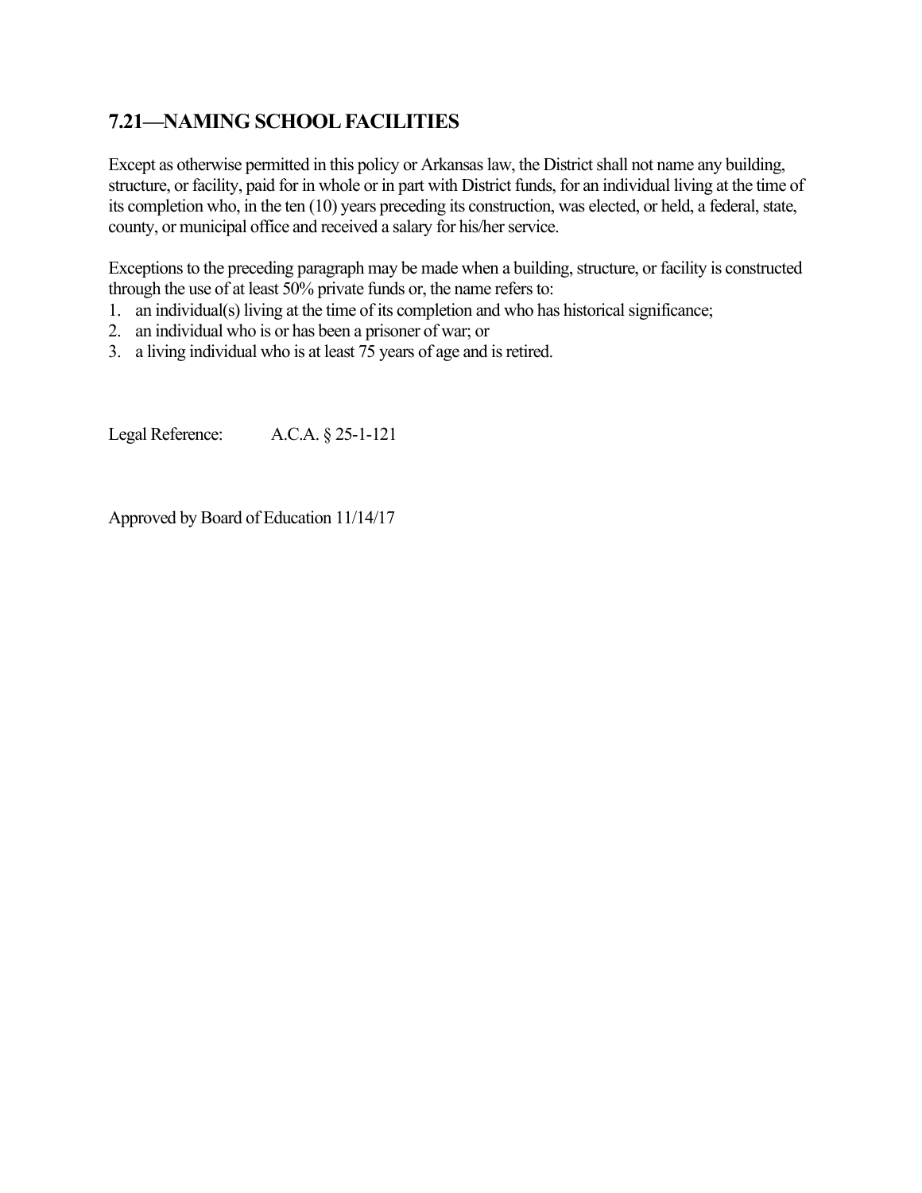## 7.21—NAMING SCHOOL FACILITIES

Except as otherwise permitted in this policy or Arkansas law, the District shall not name any building, structure, or facility, paid for in whole or in part with District funds, for an individual living at the time of its completion who, in the ten (10) years preceding its construction, was elected, or held, a federal, state, county, or municipal office and received a salary for his/her service.

Exceptions to the preceding paragraph may be made when a building, structure, or facility is constructed through the use of at least 50% private funds or, the name refers to:

1. an individual(s) living at the time of its completion and who has historical significance;
2. an individual who is or has been a prisoner of war; or
3. a living individual who is at least 75 years of age and is retired.

Legal Reference: A.C.A. § 25-1-121

Approved by Board of Education 11/14/17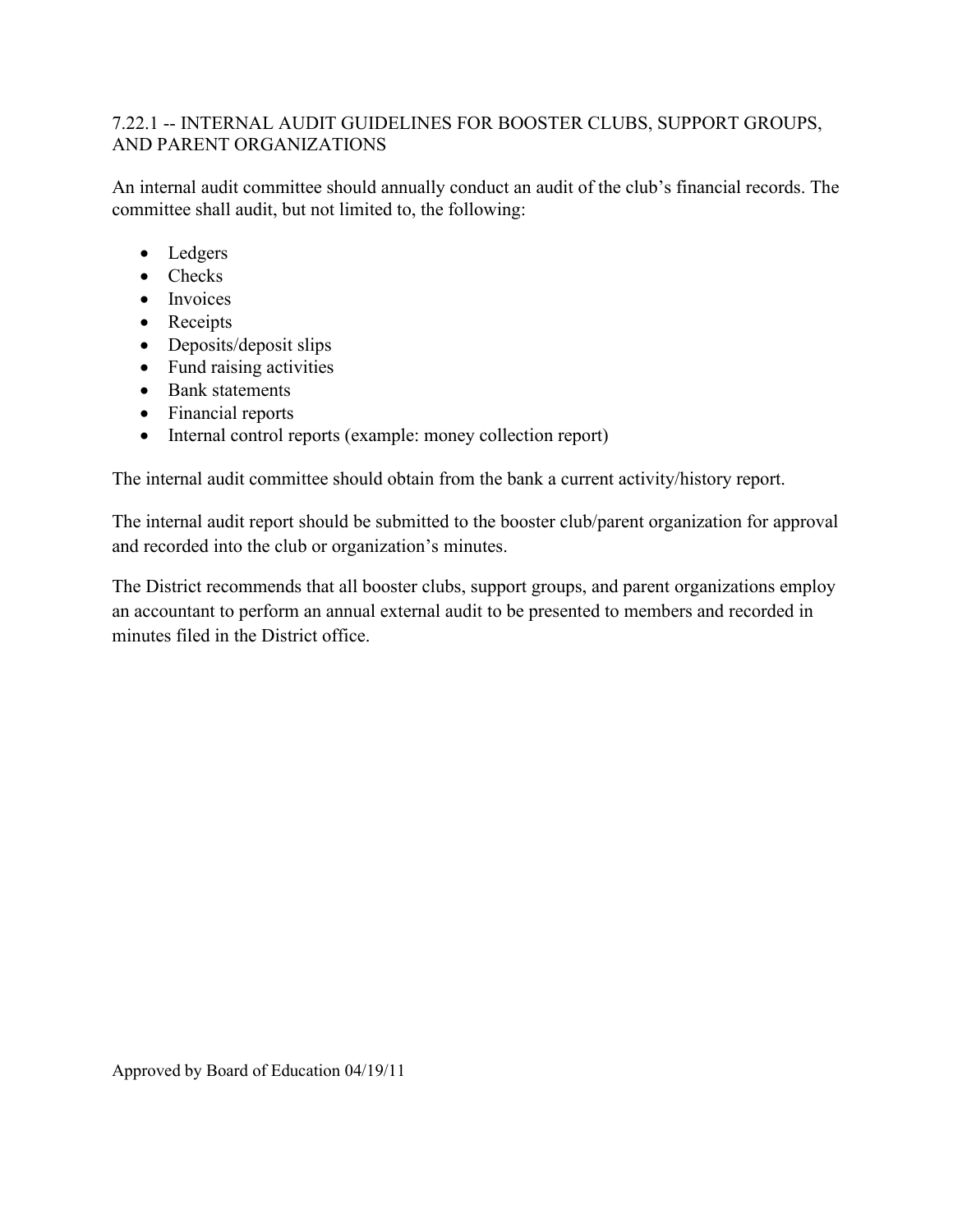## 7.22.1 -- INTERNAL AUDIT GUIDELINES FOR BOOSTER CLUBS, SUPPORT GROUPS, AND PARENT ORGANIZATIONS

An internal audit committee should annually conduct an audit of the club's financial records. The committee shall audit, but not limited to, the following:

- Ledgers
- Checks
- Invoices
- Receipts
- Deposits/deposit slips
- Fund raising activities
- Bank statements
- Financial reports
- Internal control reports (example: money collection report)

The internal audit committee should obtain from the bank a current activity/history report.

The internal audit report should be submitted to the booster club/parent organization for approval and recorded into the club or organization's minutes.

The District recommends that all booster clubs, support groups, and parent organizations employ an accountant to perform an annual external audit to be presented to members and recorded in minutes filed in the District office.

Approved by Board of Education 04/19/11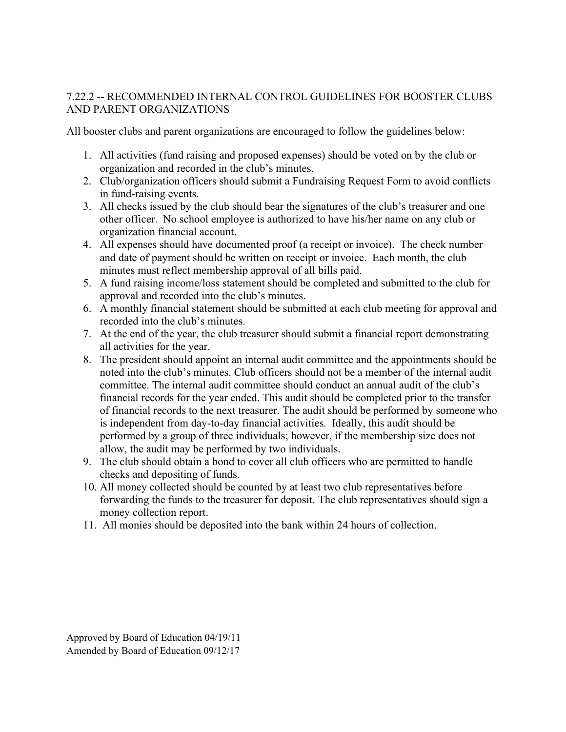## 7.22.2 -- RECOMMENDED INTERNAL CONTROL GUIDELINES FOR BOOSTER CLUBS AND PARENT ORGANIZATIONS

All booster clubs and parent organizations are encouraged to follow the guidelines below:

1. All activities (fund raising and proposed expenses) should be voted on by the club or organization and recorded in the club's minutes.
2. Club/organization officers should submit a Fundraising Request Form to avoid conflicts in fund-raising events.
3. All checks issued by the club should bear the signatures of the club's treasurer and one other officer. No school employee is authorized to have his/her name on any club or organization financial account.
4. All expenses should have documented proof (a receipt or invoice). The check number and date of payment should be written on receipt or invoice. Each month, the club minutes must reflect membership approval of all bills paid.
5. A fund raising income/loss statement should be completed and submitted to the club for approval and recorded into the club's minutes.
6. A monthly financial statement should be submitted at each club meeting for approval and recorded into the club's minutes.
7. At the end of the year, the club treasurer should submit a financial report demonstrating all activities for the year.
8. The president should appoint an internal audit committee and the appointments should be noted into the club's minutes. Club officers should not be a member of the internal audit committee. The internal audit committee should conduct an annual audit of the club's financial records for the year ended. This audit should be completed prior to the transfer of financial records to the next treasurer. The audit should be performed by someone who is independent from day-to-day financial activities. Ideally, this audit should be performed by a group of three individuals; however, if the membership size does not allow, the audit may be performed by two individuals.
9. The club should obtain a bond to cover all club officers who are permitted to handle checks and depositing of funds.
10. All money collected should be counted by at least two club representatives before forwarding the funds to the treasurer for deposit. The club representatives should sign a money collection report.
11. All monies should be deposited into the bank within 24 hours of collection.

Approved by Board of Education 04/19/11
Amended by Board of Education 09/12/17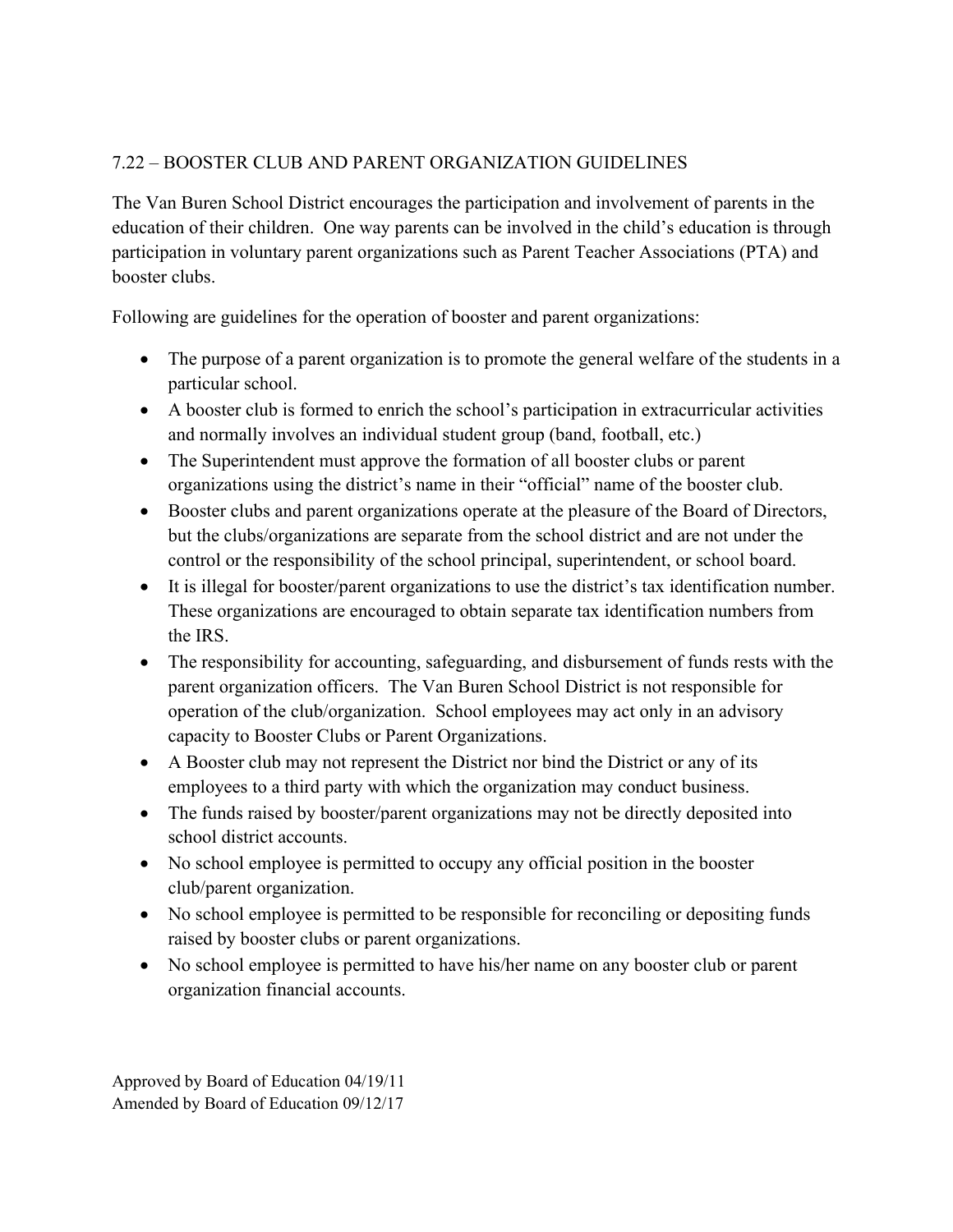## 7.22 – BOOSTER CLUB AND PARENT ORGANIZATION GUIDELINES

The Van Buren School District encourages the participation and involvement of parents in the education of their children. One way parents can be involved in the child's education is through participation in voluntary parent organizations such as Parent Teacher Associations (PTA) and booster clubs.

Following are guidelines for the operation of booster and parent organizations:

- The purpose of a parent organization is to promote the general welfare of the students in a particular school.
- A booster club is formed to enrich the school's participation in extracurricular activities and normally involves an individual student group (band, football, etc.)
- The Superintendent must approve the formation of all booster clubs or parent organizations using the district's name in their "official" name of the booster club.
- Booster clubs and parent organizations operate at the pleasure of the Board of Directors, but the clubs/organizations are separate from the school district and are not under the control or the responsibility of the school principal, superintendent, or school board.
- It is illegal for booster/parent organizations to use the district's tax identification number. These organizations are encouraged to obtain separate tax identification numbers from the IRS.
- The responsibility for accounting, safeguarding, and disbursement of funds rests with the parent organization officers. The Van Buren School District is not responsible for operation of the club/organization. School employees may act only in an advisory capacity to Booster Clubs or Parent Organizations.
- A Booster club may not represent the District nor bind the District or any of its employees to a third party with which the organization may conduct business.
- The funds raised by booster/parent organizations may not be directly deposited into school district accounts.
- No school employee is permitted to occupy any official position in the booster club/parent organization.
- No school employee is permitted to be responsible for reconciling or depositing funds raised by booster clubs or parent organizations.
- No school employee is permitted to have his/her name on any booster club or parent organization financial accounts.

Approved by Board of Education 04/19/11
Amended by Board of Education 09/12/17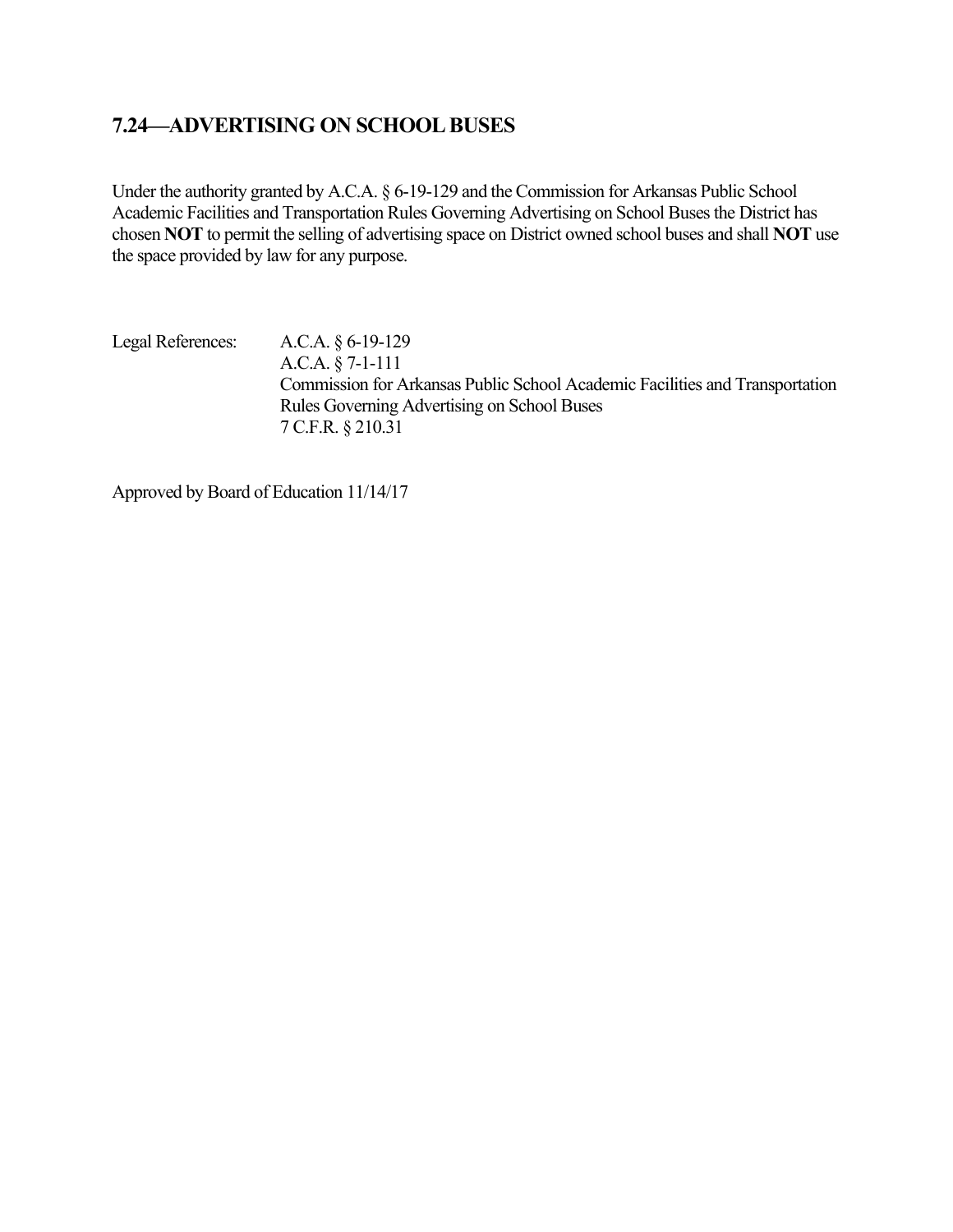## 7.24—ADVERTISING ON SCHOOL BUSES

Under the authority granted by A.C.A. § 6-19-129 and the Commission for Arkansas Public School Academic Facilities and Transportation Rules Governing Advertising on School Buses the District has chosen **NOT** to permit the selling of advertising space on District owned school buses and shall **NOT** use the space provided by law for any purpose.

Legal References: A.C.A. § 6-19-129
A.C.A. § 7-1-111
Commission for Arkansas Public School Academic Facilities and Transportation Rules Governing Advertising on School Buses
7 C.F.R. § 210.31

Approved by Board of Education 11/14/17